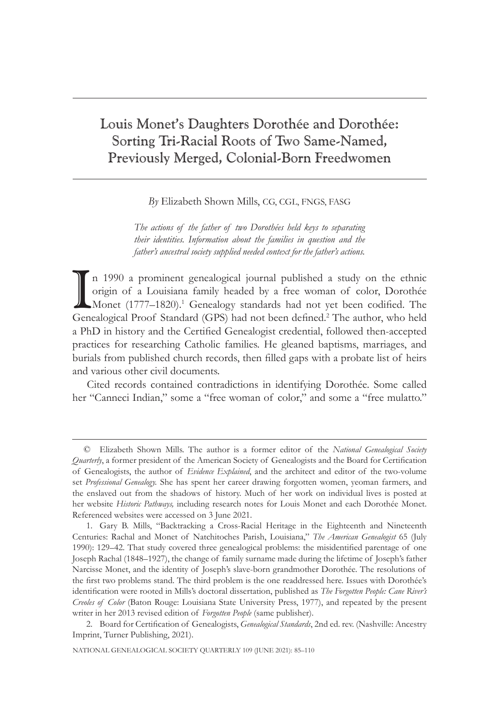# Louis Monet's Daughters Dorothée and Dorothée: Sorting Tri-Racial Roots of Two Same-Named, Previously Merged, Colonial-Born Freedwomen

*By* Elizabeth Shown Mills, CG, CGL, FNGS, FASG

*The actions of the father of two Dorothées held keys to separating their identities. Information about the families in question and the father's ancestral society supplied needed context for the father's actions.*

In 1990 a prominent genealogical journal published a study on the ethnic origin of a Louisiana family headed by a free woman of color, Dorothée Monet (1777–1820).[1] Genealogy standards had not yet been codified. The Genealogical Proof Standard (GPS) had not been defined.[2] The author, who held a PhD in history and the Certified Genealogist credential, followed then-accepted practices for researching Catholic families. He gleaned baptisms, marriages, and burials from published church records, then filled gaps with a probate list of heirs and various other civil documents.

Cited records contained contradictions in identifying Dorothée. Some called her "Canneci Indian," some a "free woman of color," and some a "free mulatto."

---

© Elizabeth Shown Mills. The author is a former editor of the *National Genealogical Society Quarterly*, a former president of the American Society of Genealogists and the Board for Certification of Genealogists, the author of *Evidence Explained*, and the architect and editor of the two-volume set *Professional Genealogy*. She has spent her career drawing forgotten women, yeoman farmers, and the enslaved out from the shadows of history. Much of her work on individual lives is posted at her website *Historic Pathways,* including research notes for Louis Monet and each Dorothée Monet. Referenced websites were accessed on 3 June 2021.

1. Gary B. Mills, "Backtracking a Cross-Racial Heritage in the Eighteenth and Nineteenth Centuries: Rachal and Monet of Natchitoches Parish, Louisiana," *The American Genealogist* 65 (July 1990): 129–42. That study covered three genealogical problems: the misidentified parentage of one Joseph Rachal (1848–1927), the change of family surname made during the lifetime of Joseph's father Narcisse Monet, and the identity of Joseph's slave-born grandmother Dorothée. The resolutions of the first two problems stand. The third problem is the one readdressed here. Issues with Dorothée's identification were rooted in Mills's doctoral dissertation, published as *The Forgotten People: Cane River's Creoles of Color* (Baton Rouge: Louisiana State University Press, 1977), and repeated by the present writer in her 2013 revised edition of *Forgotten People* (same publisher).

2. Board for Certification of Genealogists, *Genealogical Standards*, 2nd ed. rev. (Nashville: Ancestry Imprint, Turner Publishing, 2021).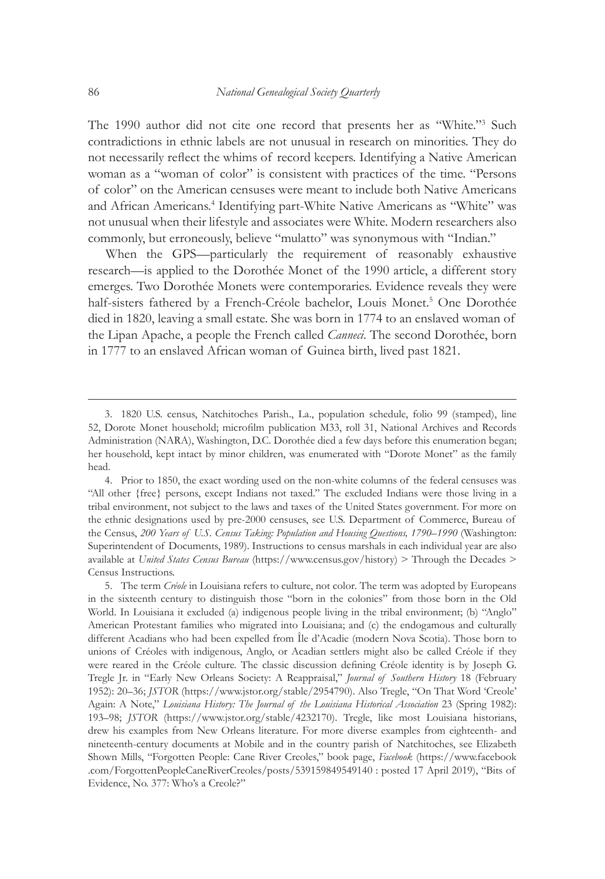The 1990 author did not cite one record that presents her as "White."[3] Such contradictions in ethnic labels are not unusual in research on minorities. They do not necessarily reflect the whims of record keepers. Identifying a Native American woman as a "woman of color" is consistent with practices of the time. "Persons of color" on the American censuses were meant to include both Native Americans and African Americans.[4] Identifying part-White Native Americans as "White" was not unusual when their lifestyle and associates were White. Modern researchers also commonly, but erroneously, believe "mulatto" was synonymous with "Indian."

When the GPS—particularly the requirement of reasonably exhaustive research—is applied to the Dorothée Monet of the 1990 article, a different story emerges. Two Dorothée Monets were contemporaries. Evidence reveals they were half-sisters fathered by a French-Créole bachelor, Louis Monet.[5] One Dorothée died in 1820, leaving a small estate. She was born in 1774 to an enslaved woman of the Lipan Apache, a people the French called *Canneci*. The second Dorothée, born in 1777 to an enslaved African woman of Guinea birth, lived past 1821.

---

3. 1820 U.S. census, Natchitoches Parish., La., population schedule, folio 99 (stamped), line 52, Dorote Monet household; microfilm publication M33, roll 31, National Archives and Records Administration (NARA), Washington, D.C. Dorothée died a few days before this enumeration began; her household, kept intact by minor children, was enumerated with "Dorote Monet" as the family head.

4. Prior to 1850, the exact wording used on the non-white columns of the federal censuses was "All other {free} persons, except Indians not taxed." The excluded Indians were those living in a tribal environment, not subject to the laws and taxes of the United States government. For more on the ethnic designations used by pre-2000 censuses, see U.S. Department of Commerce, Bureau of the Census, *200 Years of U.S. Census Taking: Population and Housing Questions, 1790–1990* (Washington: Superintendent of Documents, 1989). Instructions to census marshals in each individual year are also available at *United States Census Bureau* (https://www.census.gov/history) > Through the Decades > Census Instructions.

5. The term *Créole* in Louisiana refers to culture, not color. The term was adopted by Europeans in the sixteenth century to distinguish those "born in the colonies" from those born in the Old World. In Louisiana it excluded (a) indigenous people living in the tribal environment; (b) "Anglo" American Protestant families who migrated into Louisiana; and (c) the endogamous and culturally different Acadians who had been expelled from Île d'Acadie (modern Nova Scotia). Those born to unions of Créoles with indigenous, Anglo, or Acadian settlers might also be called Créole if they were reared in the Créole culture. The classic discussion defining Créole identity is by Joseph G. Tregle Jr. in "Early New Orleans Society: A Reappraisal," *Journal of Southern History* 18 (February 1952): 20–36; *JSTOR* (https://www.jstor.org/stable/2954790). Also Tregle, "On That Word 'Creole' Again: A Note," *Louisiana History: The Journal of the Louisiana Historical Association* 23 (Spring 1982): 193–98; *JSTOR* (https://www.jstor.org/stable/4232170). Tregle, like most Louisiana historians, drew his examples from New Orleans literature. For more diverse examples from eighteenth- and nineteenth-century documents at Mobile and in the country parish of Natchitoches, see Elizabeth Shown Mills, "Forgotten People: Cane River Creoles," book page, *Facebook* (https://www.facebook.com/ForgottenPeopleCaneRiverCreoles/posts/539159849549140 : posted 17 April 2019), "Bits of Evidence, No. 377: Who's a Creole?"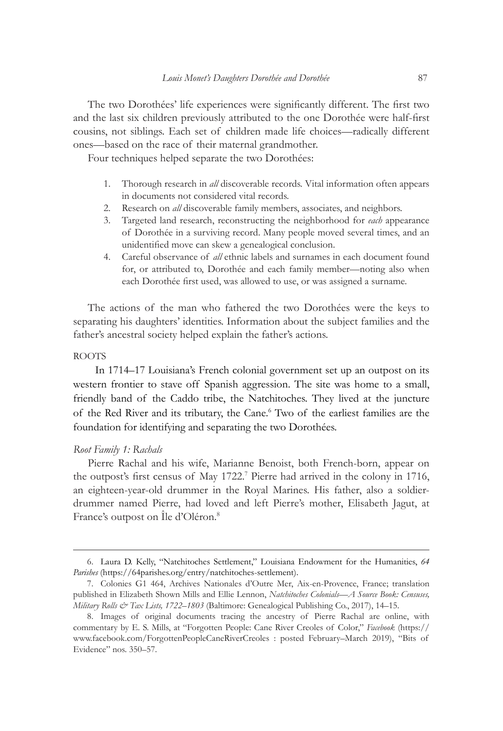The two Dorothées' life experiences were significantly different. The first two and the last six children previously attributed to the one Dorothée were half-first cousins, not siblings. Each set of children made life choices—radically different ones—based on the race of their maternal grandmother.

Four techniques helped separate the two Dorothées:

1. Thorough research in *all* discoverable records. Vital information often appears in documents not considered vital records.
2. Research on *all* discoverable family members, associates, and neighbors.
3. Targeted land research, reconstructing the neighborhood for *each* appearance of Dorothée in a surviving record. Many people moved several times, and an unidentified move can skew a genealogical conclusion.
4. Careful observance of *all* ethnic labels and surnames in each document found for, or attributed to, Dorothée and each family member—noting also when each Dorothée first used, was allowed to use, or was assigned a surname.

The actions of the man who fathered the two Dorothées were the keys to separating his daughters' identities. Information about the subject families and the father's ancestral society helped explain the father's actions.

## ROOTS

In 1714–17 Louisiana's French colonial government set up an outpost on its western frontier to stave off Spanish aggression. The site was home to a small, friendly band of the Caddo tribe, the Natchitoches. They lived at the juncture of the Red River and its tributary, the Cane.[6] Two of the earliest families are the foundation for identifying and separating the two Dorothées.

### *Root Family 1: Rachals*

Pierre Rachal and his wife, Marianne Benoist, both French-born, appear on the outpost's first census of May 1722.[7] Pierre had arrived in the colony in 1716, an eighteen-year-old drummer in the Royal Marines. His father, also a soldier-drummer named Pierre, had loved and left Pierre's mother, Elisabeth Jagut, at France's outpost on Île d'Oléron.[8]

---

6. Laura D. Kelly, "Natchitoches Settlement," Louisiana Endowment for the Humanities, *64 Parishes* (https://64parishes.org/entry/natchitoches-settlement).

7. Colonies G1 464, Archives Nationales d'Outre Mer, Aix-en-Provence, France; translation published in Elizabeth Shown Mills and Ellie Lennon, *Natchitoches Colonials—A Source Book: Censuses, Military Rolls & Tax Lists, 1722–1803* (Baltimore: Genealogical Publishing Co., 2017), 14–15.

8. Images of original documents tracing the ancestry of Pierre Rachal are online, with commentary by E. S. Mills, at "Forgotten People: Cane River Creoles of Color," *Facebook* (https://www.facebook.com/ForgottenPeopleCaneRiverCreoles : posted February–March 2019), "Bits of Evidence" nos. 350–57.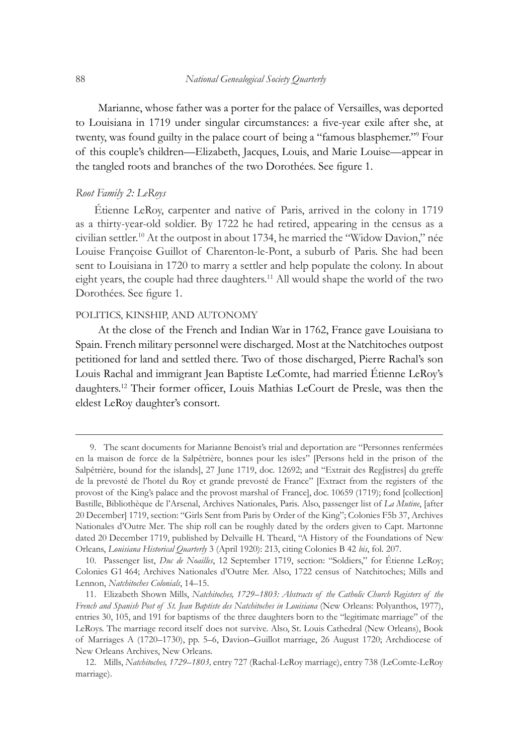Marianne, whose father was a porter for the palace of Versailles, was deported to Louisiana in 1719 under singular circumstances: a five-year exile after she, at twenty, was found guilty in the palace court of being a "famous blasphemer."[9] Four of this couple's children—Elizabeth, Jacques, Louis, and Marie Louise—appear in the tangled roots and branches of the two Dorothées. See figure 1.

### *Root Family 2: LeRoys*

Étienne LeRoy, carpenter and native of Paris, arrived in the colony in 1719 as a thirty-year-old soldier. By 1722 he had retired, appearing in the census as a civilian settler.[10] At the outpost in about 1734, he married the "Widow Davion," née Louise Françoise Guillot of Charenton-le-Pont, a suburb of Paris. She had been sent to Louisiana in 1720 to marry a settler and help populate the colony. In about eight years, the couple had three daughters.[11] All would shape the world of the two Dorothées. See figure 1.

## POLITICS, KINSHIP, AND AUTONOMY

At the close of the French and Indian War in 1762, France gave Louisiana to Spain. French military personnel were discharged. Most at the Natchitoches outpost petitioned for land and settled there. Two of those discharged, Pierre Rachal's son Louis Rachal and immigrant Jean Baptiste LeComte, had married Étienne LeRoy's daughters.[12] Their former officer, Louis Mathias LeCourt de Presle, was then the eldest LeRoy daughter's consort.

---

9. The scant documents for Marianne Benoist's trial and deportation are "Personnes renfermées en la maison de force de la Salpêtrière, bonnes pour les isles" [Persons held in the prison of the Salpêtrière, bound for the islands], 27 June 1719, doc. 12692; and "Extrait des Reg[istres] du greffe de la prevosté de l'hotel du Roy et grande prevosté de France" [Extract from the registers of the provost of the King's palace and the provost marshal of France], doc. 10659 (1719); fond [collection] Bastille, Bibliothèque de l'Arsenal, Archives Nationales, Paris. Also, passenger list of *La Mutine*, [after 20 December] 1719, section: "Girls Sent from Paris by Order of the King"; Colonies F5b 37, Archives Nationales d'Outre Mer. The ship roll can be roughly dated by the orders given to Capt. Martonne dated 20 December 1719, published by Delvaille H. Theard, "A History of the Foundations of New Orleans, *Louisiana Historical Quarterly* 3 (April 1920): 213, citing Colonies B 42 *bis*, fol. 207.

10. Passenger list, *Duc de Noailles*, 12 September 1719, section: "Soldiers," for Étienne LeRoy; Colonies G1 464; Archives Nationales d'Outre Mer. Also, 1722 census of Natchitoches; Mills and Lennon, *Natchitoches Colonials*, 14–15.

11. Elizabeth Shown Mills, *Natchitoches, 1729–1803: Abstracts of the Catholic Church Registers of the French and Spanish Post of St. Jean Baptiste des Natchitoches in Louisiana* (New Orleans: Polyanthos, 1977), entries 30, 105, and 191 for baptisms of the three daughters born to the "legitimate marriage" of the LeRoys. The marriage record itself does not survive. Also, St. Louis Cathedral (New Orleans), Book of Marriages A (1720–1730), pp. 5–6, Davion–Guillot marriage, 26 August 1720; Archdiocese of New Orleans Archives, New Orleans.

12. Mills, *Natchitoches, 1729–1803,* entry 727 (Rachal-LeRoy marriage), entry 738 (LeComte-LeRoy marriage).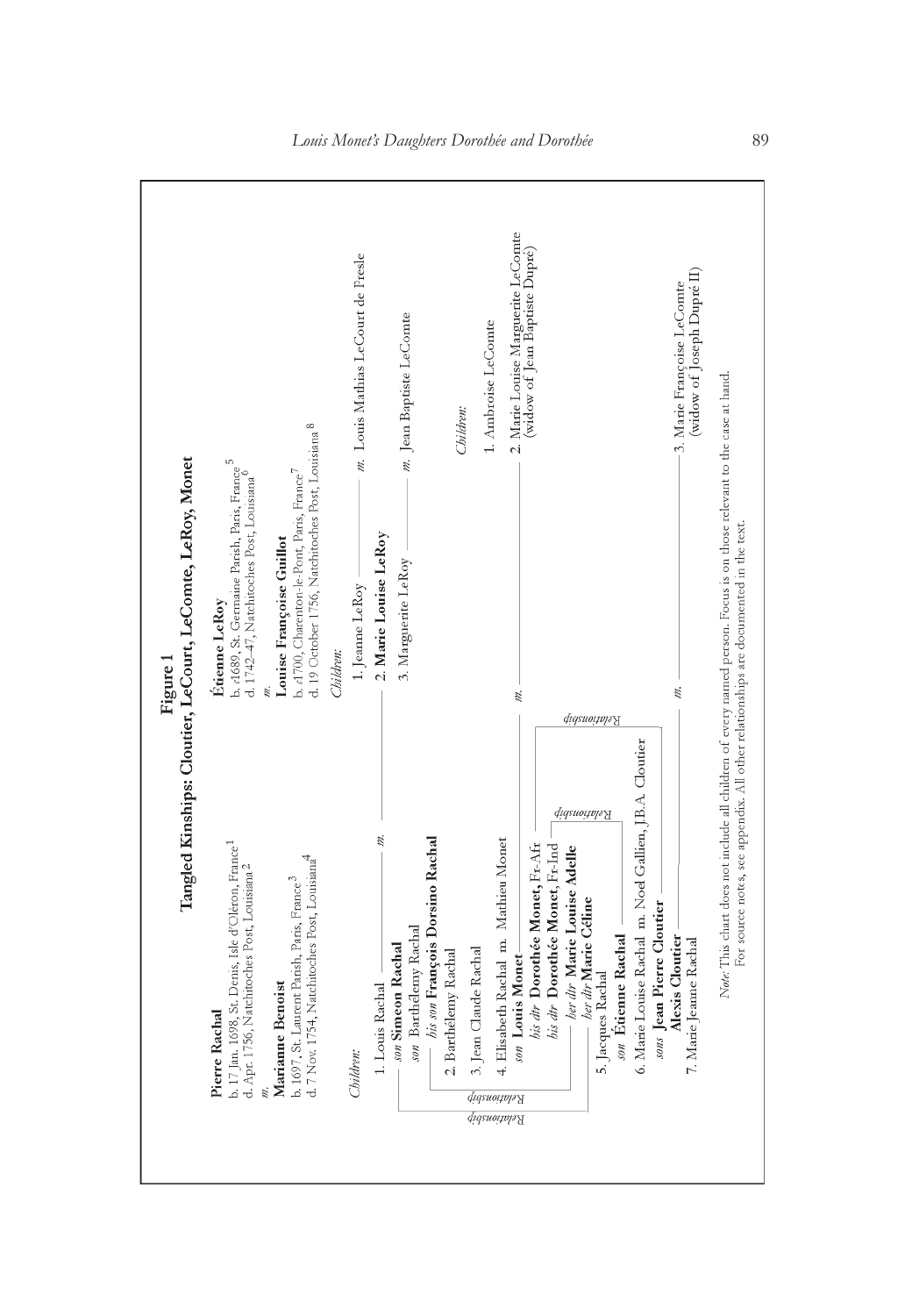# Figure 1

## Tangled Kinships: Cloutier, LeCourt, LeComte, LeRoy, Monet

**Pierre Rachal**
b. 17 Jan. 1698, St. Denis, Isle d'Oléron, France[1]
d. Apr. 1756, Natchitoches Post, Louisiana[2]

*m.*

**Marianne Benoist**
b. 1697, St. Laurent Parish, Paris, France[3]
d. 7 Nov. 1754, Natchitoches Post, Louisiana[4]

*Children:*

1. Louis Rachal — *m.* — 2. **Marie Louise LeRoy**
   - *son* **Simeon Rachal**
   - *son* Barthélemy Rachal
     - *his son* **François Dorsino Rachal**
2. Barthélemy Rachal
3. Jean Claude Rachal
4. Elisabeth Rachal *m.* Mathieu Monet
   - *son* **Louis Monet** — *m.* — 2. Marie Louise Marguerite LeComte (widow of Jean Baptiste Dupré)
     - *his dtr* **Dorothée Monet,** Fr-Afr
     - *his dtr* **Dorothée Monet,** Fr-Ind
       - *her dtr* **Marie Louise Adelle**
       - *her dtr* **Marie Céline**
5. Jacques Rachal
   - *son* **Étienne Rachal**
6. Marie Louise Rachal *m.* Noel Gallien, J.B.A. Cloutier
   - *sons* **Jean Pierre Cloutier**
   - **Alexis Cloutier** — *m.* — 3. Marie Françoise LeComte (widow of Joseph Dupré II)
7. Marie Jeanne Rachal

(Relationship lines connect Simeon Rachal and François Dorsino Rachal with the Monet daughters; Étienne Rachal with Dorothée Monet, Fr-Ind; and Jean Pierre Cloutier with Dorothée Monet's line.)

**Étienne LeRoy**
b. *c*1689, St. Germaine Parish, Paris, France[5]
d. 1742–47, Natchitoches Post, Louisiana[6]

*m.*

**Louise Françoise Guillot**
b. *c*1700, Charenton-le-Pont, Paris, France[7]
d. 19 October 1756, Natchitoches Post, Louisiana[8]

*Children:*

1. Jeanne LeRoy — *m.* Louis Mathias LeCourt de Presle
2. **Marie Louise LeRoy**
3. Marguerite LeRoy — *m.* Jean Baptiste LeComte

   *Children:*

   1. Ambroise LeComte
   2. Marie Louise Marguerite LeComte (widow of Jean Baptiste Dupré)
   3. Marie Françoise LeComte (widow of Joseph Dupré II)

*Note:* This chart does not include all children of every named person. Focus is on those relevant to the case at hand. For source notes, see appendix. All other relationships are documented in the text.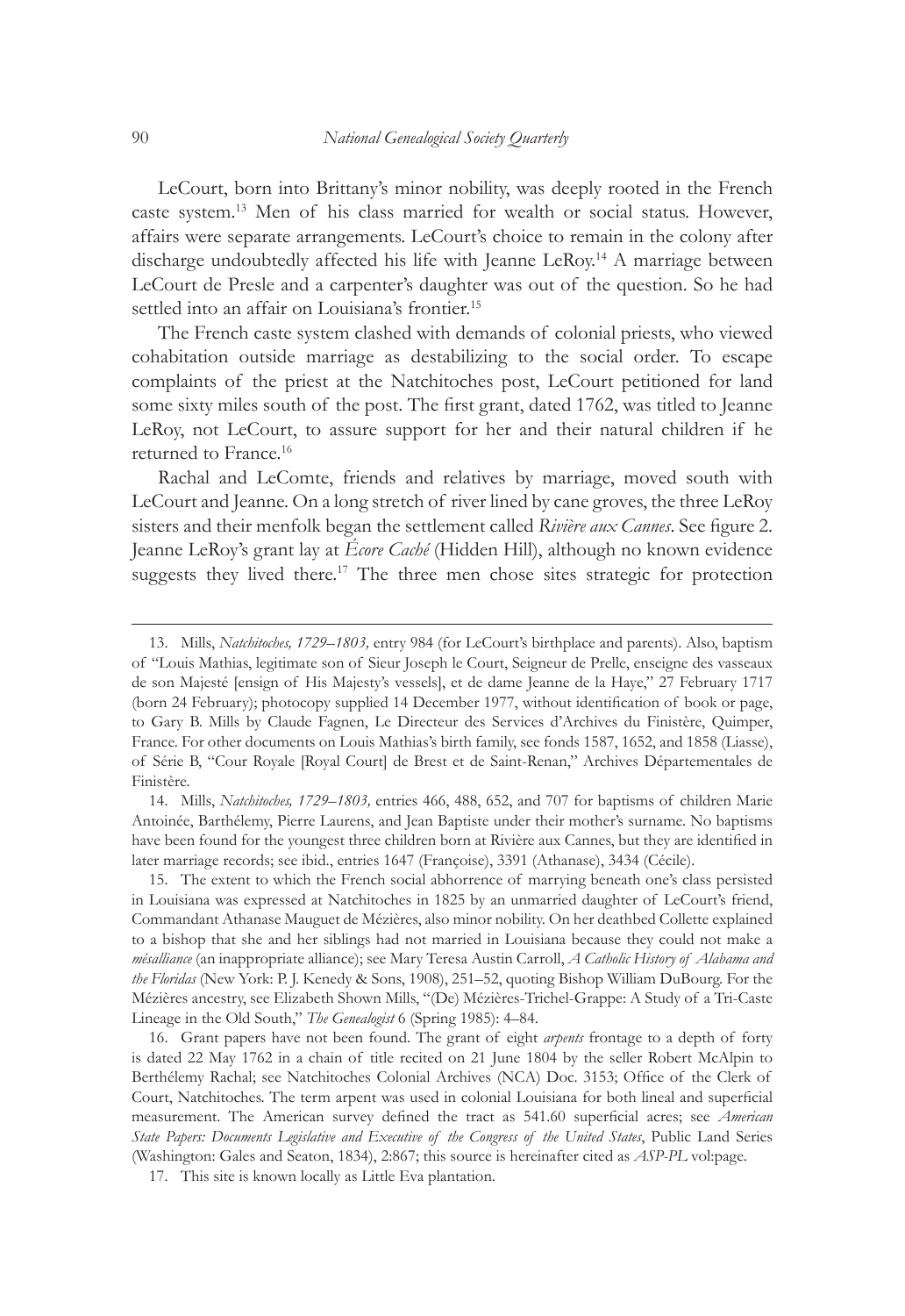LeCourt, born into Brittany's minor nobility, was deeply rooted in the French caste system.[13] Men of his class married for wealth or social status. However, affairs were separate arrangements. LeCourt's choice to remain in the colony after discharge undoubtedly affected his life with Jeanne LeRoy.[14] A marriage between LeCourt de Presle and a carpenter's daughter was out of the question. So he had settled into an affair on Louisiana's frontier.[15]

The French caste system clashed with demands of colonial priests, who viewed cohabitation outside marriage as destabilizing to the social order. To escape complaints of the priest at the Natchitoches post, LeCourt petitioned for land some sixty miles south of the post. The first grant, dated 1762, was titled to Jeanne LeRoy, not LeCourt, to assure support for her and their natural children if he returned to France.[16]

Rachal and LeComte, friends and relatives by marriage, moved south with LeCourt and Jeanne. On a long stretch of river lined by cane groves, the three LeRoy sisters and their menfolk began the settlement called *Rivière aux Cannes*. See figure 2. Jeanne LeRoy's grant lay at *Écore Caché* (Hidden Hill), although no known evidence suggests they lived there.[17] The three men chose sites strategic for protection

---

13. Mills, *Natchitoches, 1729–1803,* entry 984 (for LeCourt's birthplace and parents). Also, baptism of "Louis Mathias, legitimate son of Sieur Joseph le Court, Seigneur de Prelle, enseigne des vasseaux de son Majesté [ensign of His Majesty's vessels], et de dame Jeanne de la Haye," 27 February 1717 (born 24 February); photocopy supplied 14 December 1977, without identification of book or page, to Gary B. Mills by Claude Fagnen, Le Directeur des Services d'Archives du Finistère, Quimper, France. For other documents on Louis Mathias's birth family, see fonds 1587, 1652, and 1858 (Liasse), of Série B, "Cour Royale [Royal Court] de Brest et de Saint-Renan," Archives Départementales de Finistère.

14. Mills, *Natchitoches, 1729–1803,* entries 466, 488, 652, and 707 for baptisms of children Marie Antoinée, Barthélemy, Pierre Laurens, and Jean Baptiste under their mother's surname. No baptisms have been found for the youngest three children born at Rivière aux Cannes, but they are identified in later marriage records; see ibid., entries 1647 (Françoise), 3391 (Athanase), 3434 (Cécile).

15. The extent to which the French social abhorrence of marrying beneath one's class persisted in Louisiana was expressed at Natchitoches in 1825 by an unmarried daughter of LeCourt's friend, Commandant Athanase Mauguet de Mézières, also minor nobility. On her deathbed Collette explained to a bishop that she and her siblings had not married in Louisiana because they could not make a *mésalliance* (an inappropriate alliance); see Mary Teresa Austin Carroll, *A Catholic History of Alabama and the Floridas* (New York: P. J. Kenedy & Sons, 1908), 251–52, quoting Bishop William DuBourg. For the Mézières ancestry, see Elizabeth Shown Mills, "(De) Mézières-Trichel-Grappe: A Study of a Tri-Caste Lineage in the Old South," *The Genealogist* 6 (Spring 1985): 4–84.

16. Grant papers have not been found. The grant of eight *arpents* frontage to a depth of forty is dated 22 May 1762 in a chain of title recited on 21 June 1804 by the seller Robert McAlpin to Berthélemy Rachal; see Natchitoches Colonial Archives (NCA) Doc. 3153; Office of the Clerk of Court, Natchitoches. The term arpent was used in colonial Louisiana for both lineal and superficial measurement. The American survey defined the tract as 541.60 superficial acres; see *American State Papers: Documents Legislative and Executive of the Congress of the United States*, Public Land Series (Washington: Gales and Seaton, 1834), 2:867; this source is hereinafter cited as *ASP-PL* vol:page.

17. This site is known locally as Little Eva plantation.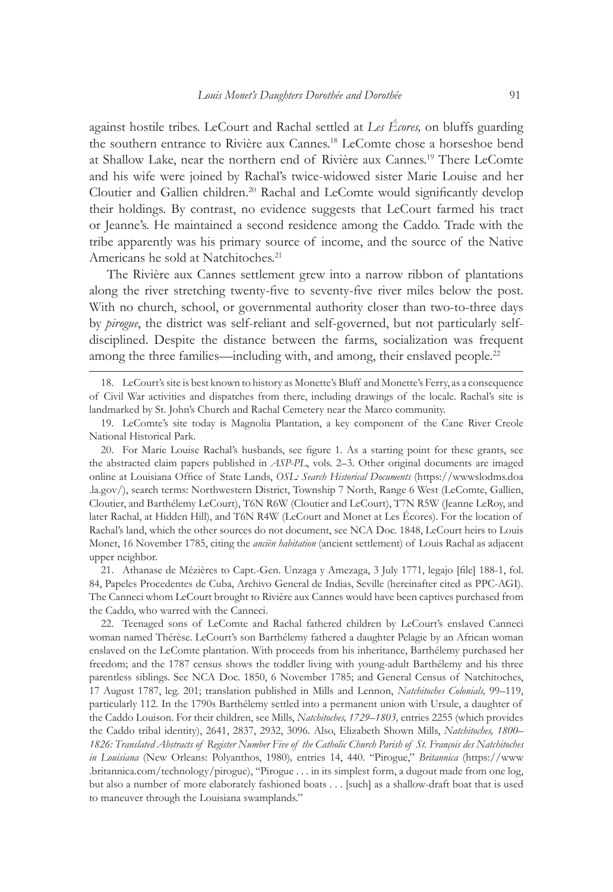against hostile tribes. LeCourt and Rachal settled at *Les Écores,* on bluffs guarding the southern entrance to Rivière aux Cannes.[18] LeComte chose a horseshoe bend at Shallow Lake, near the northern end of Rivière aux Cannes.[19] There LeComte and his wife were joined by Rachal's twice-widowed sister Marie Louise and her Cloutier and Gallien children.[20] Rachal and LeComte would significantly develop their holdings. By contrast, no evidence suggests that LeCourt farmed his tract or Jeanne's. He maintained a second residence among the Caddo. Trade with the tribe apparently was his primary source of income, and the source of the Native Americans he sold at Natchitoches.[21]

The Rivière aux Cannes settlement grew into a narrow ribbon of plantations along the river stretching twenty-five to seventy-five river miles below the post. With no church, school, or governmental authority closer than two-to-three days by *pirogue*, the district was self-reliant and self-governed, but not particularly self-disciplined. Despite the distance between the farms, socialization was frequent among the three families—including with, and among, their enslaved people.[22]

---

18. LeCourt's site is best known to history as Monette's Bluff and Monette's Ferry, as a consequence of Civil War activities and dispatches from there, including drawings of the locale. Rachal's site is landmarked by St. John's Church and Rachal Cemetery near the Marco community.

19. LeComte's site today is Magnolia Plantation, a key component of the Cane River Creole National Historical Park.

20. For Marie Louise Rachal's husbands, see figure 1. As a starting point for these grants, see the abstracted claim papers published in *ASP-PL*, vols. 2–3. Other original documents are imaged online at Louisiana Office of State Lands, *OSL: Search Historical Documents* (https://wwwslodms.doa.la.gov/), search terms: Northwestern District, Township 7 North, Range 6 West (LeComte, Gallien, Cloutier, and Barthélemy LeCourt), T6N R6W (Cloutier and LeCourt), T7N R5W (Jeanne LeRoy, and later Rachal, at Hidden Hill), and T6N R4W (LeCourt and Monet at Les Écores). For the location of Rachal's land, which the other sources do not document, see NCA Doc. 1848, LeCourt heirs to Louis Monet, 16 November 1785, citing the *ancièn habitation* (ancient settlement) of Louis Rachal as adjacent upper neighbor.

21. Athanase de Mézières to Capt.-Gen. Unzaga y Amezaga, 3 July 1771, legajo [file] 188-1, fol. 84, Papeles Procedentes de Cuba, Archivo General de Indias, Seville (hereinafter cited as PPC-AGI). The Canneci whom LeCourt brought to Rivière aux Cannes would have been captives purchased from the Caddo, who warred with the Canneci.

22. Teenaged sons of LeComte and Rachal fathered children by LeCourt's enslaved Canneci woman named Thérèse. LeCourt's son Barthélemy fathered a daughter Pelagie by an African woman enslaved on the LeComte plantation. With proceeds from his inheritance, Barthélemy purchased her freedom; and the 1787 census shows the toddler living with young-adult Barthélemy and his three parentless siblings. See NCA Doc. 1850, 6 November 1785; and General Census of Natchitoches, 17 August 1787, leg. 201; translation published in Mills and Lennon, *Natchitoches Colonials,* 99–119, particularly 112. In the 1790s Barthélemy settled into a permanent union with Ursule, a daughter of the Caddo Louison. For their children, see Mills, *Natchitoches, 1729–1803,* entries 2255 (which provides the Caddo tribal identity), 2641, 2837, 2932, 3096. Also, Elizabeth Shown Mills, *Natchitoches, 1800–1826: Translated Abstracts of Register Number Five of the Catholic Church Parish of St. François des Natchitoches in Louisiana* (New Orleans: Polyanthos, 1980), entries 14, 440. "Pirogue," *Britannica* (https://www.britannica.com/technology/pirogue), "Pirogue . . . in its simplest form, a dugout made from one log, but also a number of more elaborately fashioned boats . . . [such] as a shallow-draft boat that is used to maneuver through the Louisiana swamplands."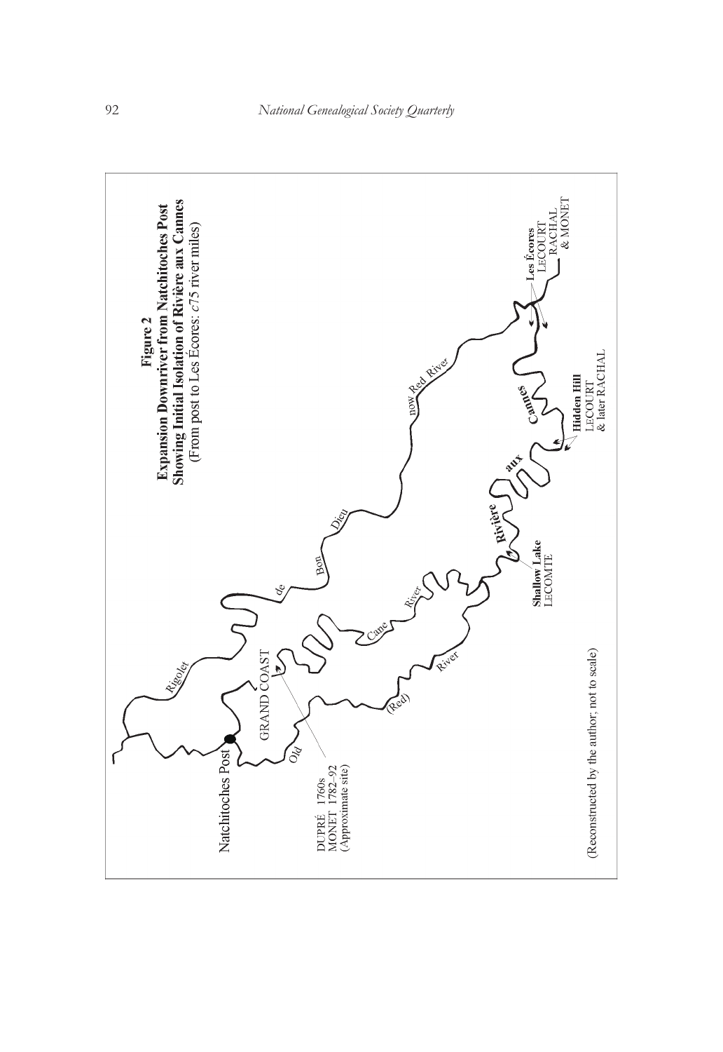**Figure 2**
**Expansion Downriver from Natchitoches Post**
**Showing Initial Isolation of Rivière aux Cannes**
(From post to Les Écores: *c*75 river miles)

Rigolet de Bon Dieu — now Red River

Natchitoches Post

GRAND COAST

DUPRÉ 1760s
MONET 1782–92
(Approximate site)

Old (Red) River

Cane River

Rivière aux Cannes

**Shallow Lake**
LECOMTE

**Hidden Hill**
LECOURT
& later RACHAL

**Les Écores**
LECOURT
RACHAL
& MONET

(Reconstructed by the author; not to scale)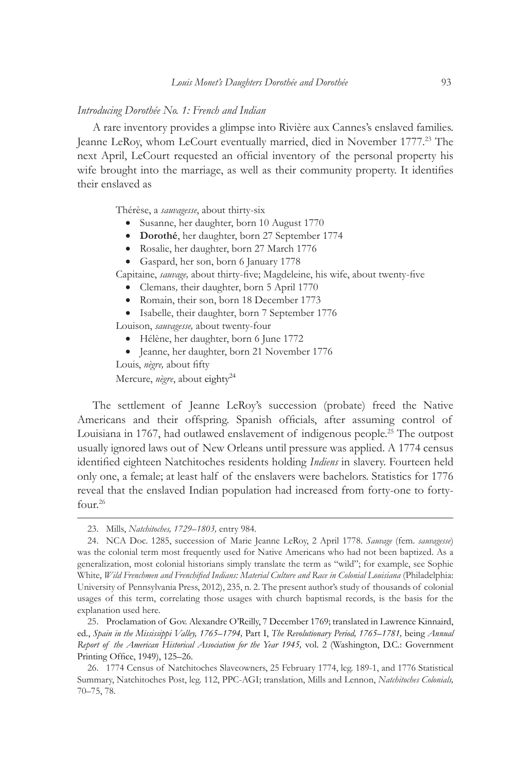*Introducing Dorothée No. 1: French and Indian*

A rare inventory provides a glimpse into Rivière aux Cannes's enslaved families. Jeanne LeRoy, whom LeCourt eventually married, died in November 1777.[23] The next April, LeCourt requested an official inventory of the personal property his wife brought into the marriage, as well as their community property. It identifies their enslaved as

Thérèse, a *sauvagesse*, about thirty-six

- Susanne, her daughter, born 10 August 1770
- **Dorothé**, her daughter, born 27 September 1774
- Rosalie, her daughter, born 27 March 1776
- Gaspard, her son, born 6 January 1778

Capitaine, *sauvage,* about thirty-five; Magdeleine, his wife, about twenty-five

- Clemans*,* their daughter, born 5 April 1770
- Romain, their son, born 18 December 1773
- Isabelle, their daughter, born 7 September 1776

Louison, *sauvagesse,* about twenty-four

- Hélène, her daughter, born 6 June 1772
- Jeanne, her daughter, born 21 November 1776

Louis, *nègre,* about fifty

Mercure, *nègre*, about eighty[24]

The settlement of Jeanne LeRoy's succession (probate) freed the Native Americans and their offspring. Spanish officials, after assuming control of Louisiana in 1767, had outlawed enslavement of indigenous people.[25] The outpost usually ignored laws out of New Orleans until pressure was applied. A 1774 census identified eighteen Natchitoches residents holding *Indiens* in slavery. Fourteen held only one, a female; at least half of the enslavers were bachelors. Statistics for 1776 reveal that the enslaved Indian population had increased from forty-one to forty-four.[26]

---

23. Mills, *Natchitoches, 1729–1803,* entry 984.

24. NCA Doc. 1285, succession of Marie Jeanne LeRoy, 2 April 1778. *Sauvage* (fem. *sauvagesse*) was the colonial term most frequently used for Native Americans who had not been baptized. As a generalization, most colonial historians simply translate the term as "wild"; for example, see Sophie White, *Wild Frenchmen and Frenchified Indians: Material Culture and Race in Colonial Louisiana* (Philadelphia: University of Pennsylvania Press, 2012), 235, n. 2. The present author's study of thousands of colonial usages of this term, correlating those usages with church baptismal records, is the basis for the explanation used here.

25. Proclamation of Gov. Alexandre O'Reilly, 7 December 1769; translated in Lawrence Kinnaird, ed., *Spain in the Mississippi Valley, 1765–1794,* Part I, *The Revolutionary Period, 1765–1781,* being *Annual Report of the American Historical Association for the Year 1945,* vol. 2 (Washington, D.C.: Government Printing Office, 1949), 125–26.

26. 1774 Census of Natchitoches Slaveowners, 25 February 1774, leg. 189-1, and 1776 Statistical Summary, Natchitoches Post, leg. 112, PPC-AGI; translation, Mills and Lennon, *Natchitoches Colonials,* 70–75, 78.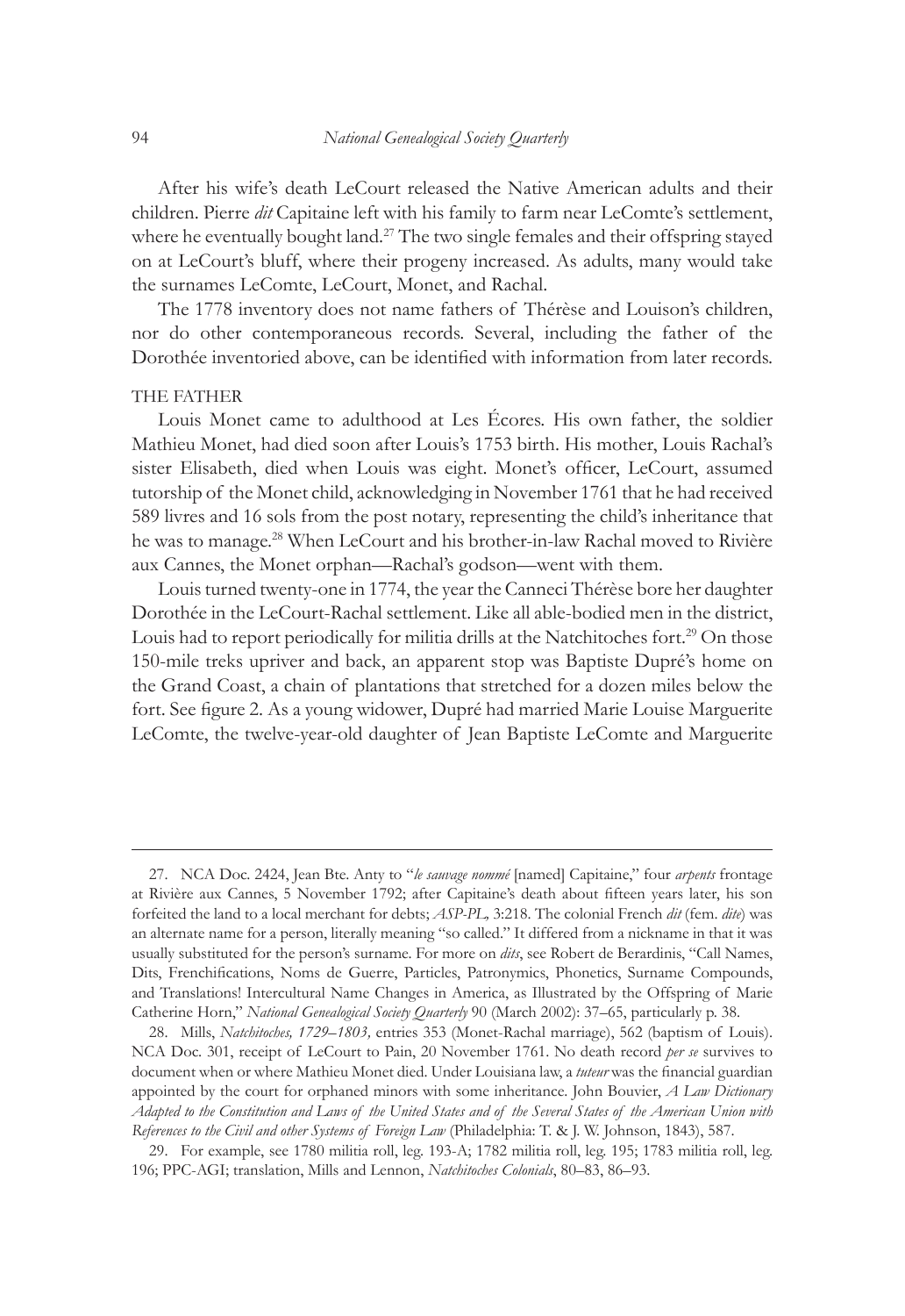After his wife's death LeCourt released the Native American adults and their children. Pierre *dit* Capitaine left with his family to farm near LeComte's settlement, where he eventually bought land.[27] The two single females and their offspring stayed on at LeCourt's bluff, where their progeny increased. As adults, many would take the surnames LeComte, LeCourt, Monet, and Rachal.

The 1778 inventory does not name fathers of Thérèse and Louison's children, nor do other contemporaneous records. Several, including the father of the Dorothée inventoried above, can be identified with information from later records.

## THE FATHER

Louis Monet came to adulthood at Les Écores. His own father, the soldier Mathieu Monet, had died soon after Louis's 1753 birth. His mother, Louis Rachal's sister Elisabeth, died when Louis was eight. Monet's officer, LeCourt, assumed tutorship of the Monet child, acknowledging in November 1761 that he had received 589 livres and 16 sols from the post notary, representing the child's inheritance that he was to manage.[28] When LeCourt and his brother-in-law Rachal moved to Rivière aux Cannes, the Monet orphan—Rachal's godson—went with them.

Louis turned twenty-one in 1774, the year the Canneci Thérèse bore her daughter Dorothée in the LeCourt-Rachal settlement. Like all able-bodied men in the district, Louis had to report periodically for militia drills at the Natchitoches fort.[29] On those 150-mile treks upriver and back, an apparent stop was Baptiste Dupré's home on the Grand Coast, a chain of plantations that stretched for a dozen miles below the fort. See figure 2. As a young widower, Dupré had married Marie Louise Marguerite LeComte, the twelve-year-old daughter of Jean Baptiste LeComte and Marguerite

---

27. NCA Doc. 2424, Jean Bte. Anty to "*le sauvage nommé* [named] Capitaine," four *arpents* frontage at Rivière aux Cannes, 5 November 1792; after Capitaine's death about fifteen years later, his son forfeited the land to a local merchant for debts; *ASP-PL*, 3:218. The colonial French *dit* (fem. *dite*) was an alternate name for a person, literally meaning "so called." It differed from a nickname in that it was usually substituted for the person's surname. For more on *dits*, see Robert de Berardinis, "Call Names, Dits, Frenchifications, Noms de Guerre, Particles, Patronymics, Phonetics, Surname Compounds, and Translations! Intercultural Name Changes in America, as Illustrated by the Offspring of Marie Catherine Horn," *National Genealogical Society Quarterly* 90 (March 2002): 37–65, particularly p. 38.

28. Mills, *Natchitoches, 1729–1803,* entries 353 (Monet-Rachal marriage), 562 (baptism of Louis). NCA Doc. 301, receipt of LeCourt to Pain, 20 November 1761. No death record *per se* survives to document when or where Mathieu Monet died. Under Louisiana law, a *tuteur* was the financial guardian appointed by the court for orphaned minors with some inheritance. John Bouvier, *A Law Dictionary Adapted to the Constitution and Laws of the United States and of the Several States of the American Union with References to the Civil and other Systems of Foreign Law* (Philadelphia: T. & J. W. Johnson, 1843), 587.

29. For example, see 1780 militia roll, leg. 193-A; 1782 militia roll, leg. 195; 1783 militia roll, leg. 196; PPC-AGI; translation, Mills and Lennon, *Natchitoches Colonials*, 80–83, 86–93.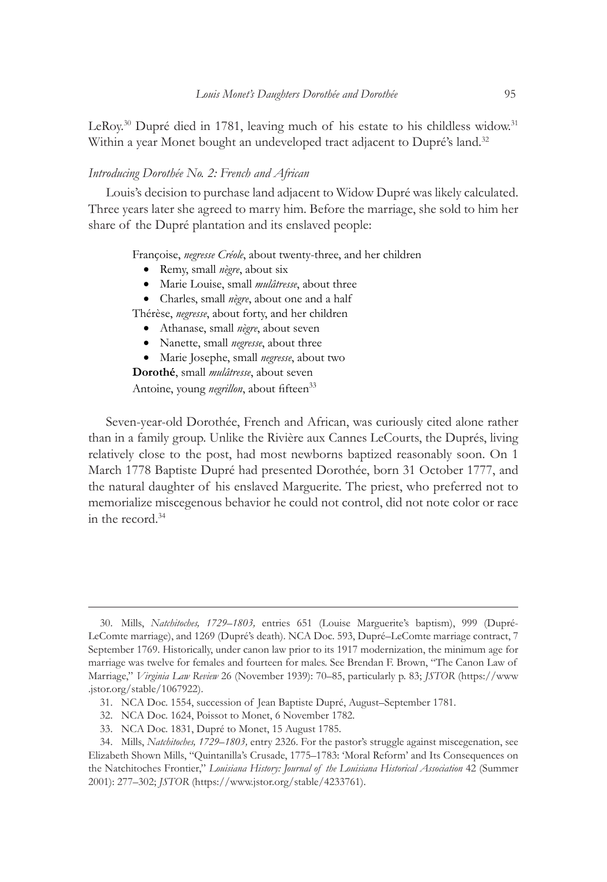LeRoy.[30] Dupré died in 1781, leaving much of his estate to his childless widow.[31] Within a year Monet bought an undeveloped tract adjacent to Dupré's land.[32]

### *Introducing Dorothée No. 2: French and African*

Louis's decision to purchase land adjacent to Widow Dupré was likely calculated. Three years later she agreed to marry him. Before the marriage, she sold to him her share of the Dupré plantation and its enslaved people:

Françoise, *negresse Créole*, about twenty-three, and her children

- Remy, small *nègre*, about six
- Marie Louise, small *mulâtresse*, about three
- Charles, small *nègre*, about one and a half

Thérèse, *negresse*, about forty, and her children

- Athanase, small *nègre*, about seven
- Nanette, small *negresse*, about three
- Marie Josephe, small *negresse*, about two

**Dorothé**, small *mulâtresse*, about seven

Antoine, young *negrillon*, about fifteen[33]

Seven-year-old Dorothée, French and African, was curiously cited alone rather than in a family group. Unlike the Rivière aux Cannes LeCourts, the Duprés, living relatively close to the post, had most newborns baptized reasonably soon. On 1 March 1778 Baptiste Dupré had presented Dorothée, born 31 October 1777, and the natural daughter of his enslaved Marguerite. The priest, who preferred not to memorialize miscegenous behavior he could not control, did not note color or race in the record.[34]

---

30. Mills, *Natchitoches, 1729–1803,* entries 651 (Louise Marguerite's baptism), 999 (Dupré-LeComte marriage), and 1269 (Dupré's death). NCA Doc. 593, Dupré–LeComte marriage contract, 7 September 1769. Historically, under canon law prior to its 1917 modernization, the minimum age for marriage was twelve for females and fourteen for males. See Brendan F. Brown, "The Canon Law of Marriage," *Virginia Law Review* 26 (November 1939): 70–85, particularly p. 83; *JSTOR* (https://www.jstor.org/stable/1067922).

31. NCA Doc. 1554, succession of Jean Baptiste Dupré, August–September 1781.

32. NCA Doc. 1624, Poissot to Monet, 6 November 1782.

33. NCA Doc. 1831, Dupré to Monet, 15 August 1785.

34. Mills, *Natchitoches, 1729–1803,* entry 2326. For the pastor's struggle against miscegenation, see Elizabeth Shown Mills, "Quintanilla's Crusade, 1775–1783: 'Moral Reform' and Its Consequences on the Natchitoches Frontier," *Louisiana History: Journal of the Louisiana Historical Association* 42 (Summer 2001): 277–302; *JSTOR* (https://www.jstor.org/stable/4233761).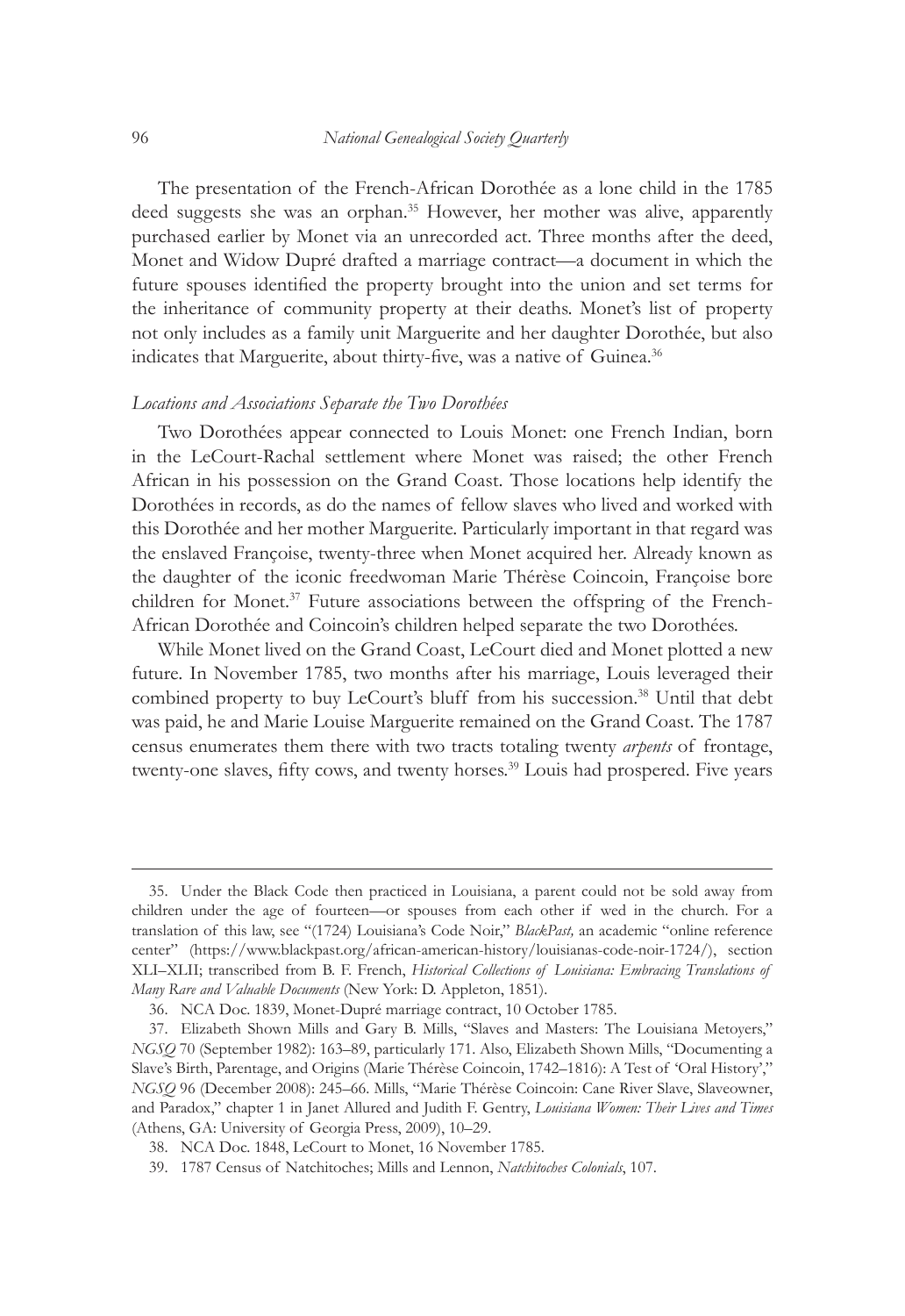The presentation of the French-African Dorothée as a lone child in the 1785 deed suggests she was an orphan.[35] However, her mother was alive, apparently purchased earlier by Monet via an unrecorded act. Three months after the deed, Monet and Widow Dupré drafted a marriage contract—a document in which the future spouses identified the property brought into the union and set terms for the inheritance of community property at their deaths. Monet's list of property not only includes as a family unit Marguerite and her daughter Dorothée, but also indicates that Marguerite, about thirty-five, was a native of Guinea.[36]

### *Locations and Associations Separate the Two Dorothées*

Two Dorothées appear connected to Louis Monet: one French Indian, born in the LeCourt-Rachal settlement where Monet was raised; the other French African in his possession on the Grand Coast. Those locations help identify the Dorothées in records, as do the names of fellow slaves who lived and worked with this Dorothée and her mother Marguerite. Particularly important in that regard was the enslaved Françoise, twenty-three when Monet acquired her. Already known as the daughter of the iconic freedwoman Marie Thérèse Coincoin, Françoise bore children for Monet.[37] Future associations between the offspring of the French-African Dorothée and Coincoin's children helped separate the two Dorothées.

While Monet lived on the Grand Coast, LeCourt died and Monet plotted a new future. In November 1785, two months after his marriage, Louis leveraged their combined property to buy LeCourt's bluff from his succession.[38] Until that debt was paid, he and Marie Louise Marguerite remained on the Grand Coast. The 1787 census enumerates them there with two tracts totaling twenty *arpents* of frontage, twenty-one slaves, fifty cows, and twenty horses.[39] Louis had prospered. Five years

---

35. Under the Black Code then practiced in Louisiana, a parent could not be sold away from children under the age of fourteen—or spouses from each other if wed in the church. For a translation of this law, see "(1724) Louisiana's Code Noir," *BlackPast,* an academic "online reference center" (https://www.blackpast.org/african-american-history/louisianas-code-noir-1724/), section XLI–XLII; transcribed from B. F. French, *Historical Collections of Louisiana: Embracing Translations of Many Rare and Valuable Documents* (New York: D. Appleton, 1851).

36. NCA Doc. 1839, Monet-Dupré marriage contract, 10 October 1785.

37. Elizabeth Shown Mills and Gary B. Mills, "Slaves and Masters: The Louisiana Metoyers," *NGSQ* 70 (September 1982): 163–89, particularly 171. Also, Elizabeth Shown Mills, "Documenting a Slave's Birth, Parentage, and Origins (Marie Thérèse Coincoin, 1742–1816): A Test of 'Oral History'," *NGSQ* 96 (December 2008): 245–66. Mills, "Marie Thérèse Coincoin: Cane River Slave, Slaveowner, and Paradox," chapter 1 in Janet Allured and Judith F. Gentry, *Louisiana Women: Their Lives and Times* (Athens, GA: University of Georgia Press, 2009), 10–29.

38. NCA Doc. 1848, LeCourt to Monet, 16 November 1785.

39. 1787 Census of Natchitoches; Mills and Lennon, *Natchitoches Colonials*, 107.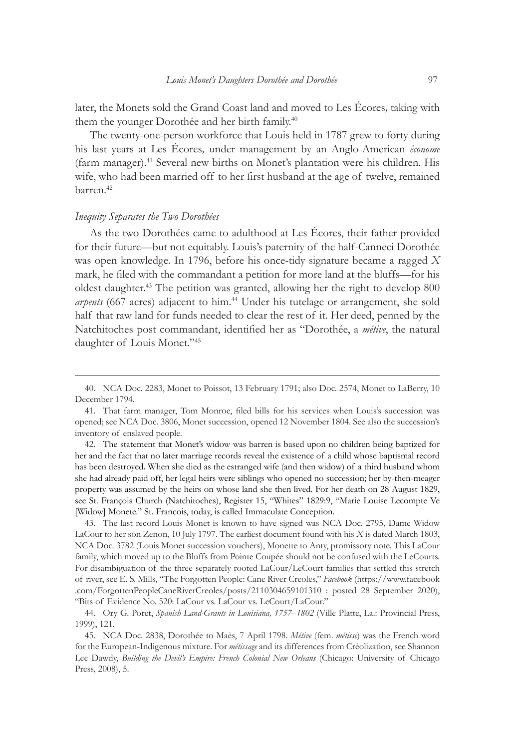later, the Monets sold the Grand Coast land and moved to Les Écores*,* taking with them the younger Dorothée and her birth family.[40]

The twenty-one-person workforce that Louis held in 1787 grew to forty during his last years at Les Écores*,* under management by an Anglo-American *économe* (farm manager).[41] Several new births on Monet's plantation were his children. His wife, who had been married off to her first husband at the age of twelve, remained barren.[42]

### *Inequity Separates the Two Dorothées*

As the two Dorothées came to adulthood at Les Écores, their father provided for their future—but not equitably. Louis's paternity of the half-Canneci Dorothée was open knowledge. In 1796, before his once-tidy signature became a ragged *X* mark, he filed with the commandant a petition for more land at the bluffs—for his oldest daughter.[43] The petition was granted, allowing her the right to develop 800 *arpents* (667 acres) adjacent to him.[44] Under his tutelage or arrangement, she sold half that raw land for funds needed to clear the rest of it. Her deed, penned by the Natchitoches post commandant, identified her as "Dorothée, a *métive*, the natural daughter of Louis Monet."[45]

---

40. NCA Doc. 2283, Monet to Poissot, 13 February 1791; also Doc. 2574, Monet to LaBerry, 10 December 1794.

41. That farm manager, Tom Monroe, filed bills for his services when Louis's succession was opened; see NCA Doc. 3806, Monet succession, opened 12 November 1804. See also the succession's inventory of enslaved people.

42. The statement that Monet's widow was barren is based upon no children being baptized for her and the fact that no later marriage records reveal the existence of a child whose baptismal record has been destroyed. When she died as the estranged wife (and then widow) of a third husband whom she had already paid off, her legal heirs were siblings who opened no succession; her by-then-meager property was assumed by the heirs on whose land she then lived. For her death on 28 August 1829, see St. François Church (Natchitoches), Register 15, "Whites" 1829:9, "Marie Louise Lecompte Ve [Widow] Monete." St. François, today, is called Immaculate Conception.

43. The last record Louis Monet is known to have signed was NCA Doc. 2795, Dame Widow LaCour to her son Zenon, 10 July 1797. The earliest document found with his *X* is dated March 1803, NCA Doc. 3782 (Louis Monet succession vouchers), Monette to Anty, promissory note. This LaCour family, which moved up to the Bluffs from Pointe Coupée should not be confused with the LeCourts. For disambiguation of the three separately rooted LaCour/LeCourt families that settled this stretch of river, see E. S. Mills, "The Forgotten People: Cane River Creoles," *Facebook* (https://www.facebook.com/ForgottenPeopleCaneRiverCreoles/posts/2110304659101310 : posted 28 September 2020), "Bits of Evidence No. 520: LaCour vs. LaCour vs. LeCourt/LaCour."

44. Ory G. Poret, *Spanish Land-Grants in Louisiana, 1757–1802* (Ville Platte, La.: Provincial Press, 1999), 121.

45. NCA Doc. 2838, Dorothée to Maës, 7 April 1798. *Métive* (fem. *métisse*) was the French word for the European-Indigenous mixture. For *métissage* and its differences from Créolization, see Shannon Lee Dawdy, *Building the Devil's Empire: French Colonial New Orleans* (Chicago: University of Chicago Press, 2008), 5.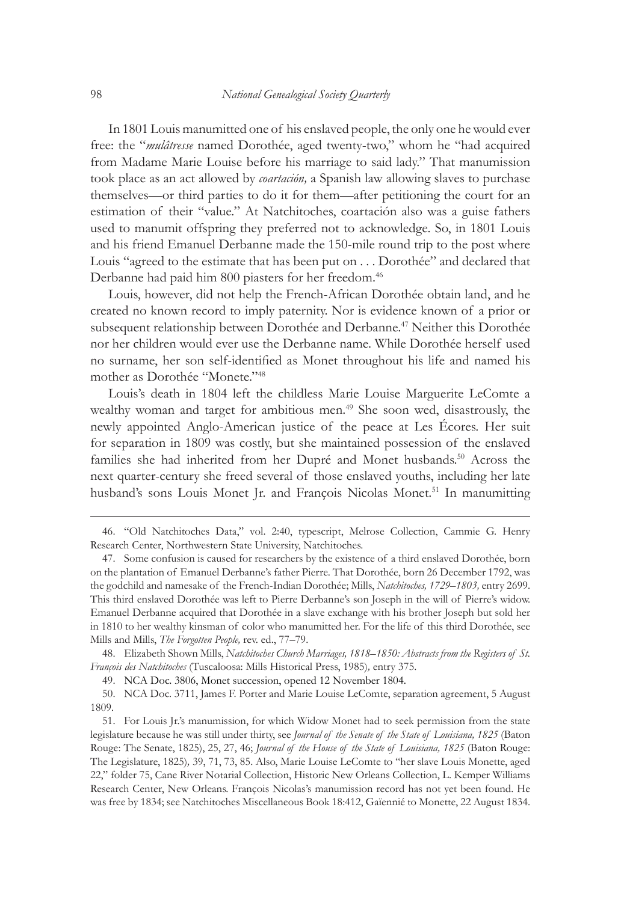In 1801 Louis manumitted one of his enslaved people, the only one he would ever free: the "*mulâtresse* named Dorothée, aged twenty-two," whom he "had acquired from Madame Marie Louise before his marriage to said lady." That manumission took place as an act allowed by *coartación,* a Spanish law allowing slaves to purchase themselves—or third parties to do it for them—after petitioning the court for an estimation of their "value." At Natchitoches, coartación also was a guise fathers used to manumit offspring they preferred not to acknowledge. So, in 1801 Louis and his friend Emanuel Derbanne made the 150-mile round trip to the post where Louis "agreed to the estimate that has been put on . . . Dorothée" and declared that Derbanne had paid him 800 piasters for her freedom.[46]

Louis, however, did not help the French-African Dorothée obtain land, and he created no known record to imply paternity. Nor is evidence known of a prior or subsequent relationship between Dorothée and Derbanne.[47] Neither this Dorothée nor her children would ever use the Derbanne name. While Dorothée herself used no surname, her son self-identified as Monet throughout his life and named his mother as Dorothée "Monete."[48]

Louis's death in 1804 left the childless Marie Louise Marguerite LeComte a wealthy woman and target for ambitious men.[49] She soon wed, disastrously, the newly appointed Anglo-American justice of the peace at Les Écores. Her suit for separation in 1809 was costly, but she maintained possession of the enslaved families she had inherited from her Dupré and Monet husbands.[50] Across the next quarter-century she freed several of those enslaved youths, including her late husband's sons Louis Monet Jr. and François Nicolas Monet.[51] In manumitting

---

46. "Old Natchitoches Data," vol. 2:40, typescript, Melrose Collection, Cammie G. Henry Research Center, Northwestern State University, Natchitoches.

47. Some confusion is caused for researchers by the existence of a third enslaved Dorothée, born on the plantation of Emanuel Derbanne's father Pierre. That Dorothée, born 26 December 1792, was the godchild and namesake of the French-Indian Dorothée; Mills, *Natchitoches, 1729–1803,* entry 2699. This third enslaved Dorothée was left to Pierre Derbanne's son Joseph in the will of Pierre's widow. Emanuel Derbanne acquired that Dorothée in a slave exchange with his brother Joseph but sold her in 1810 to her wealthy kinsman of color who manumitted her. For the life of this third Dorothée, see Mills and Mills, *The Forgotten People,* rev. ed., 77–79.

48. Elizabeth Shown Mills, *Natchitoches Church Marriages, 1818–1850: Abstracts from the Registers of St. François des Natchitoches* (Tuscaloosa: Mills Historical Press, 1985)*,* entry 375.

49. NCA Doc. 3806, Monet succession, opened 12 November 1804.

50. NCA Doc. 3711, James F. Porter and Marie Louise LeComte, separation agreement, 5 August 1809.

51. For Louis Jr.'s manumission, for which Widow Monet had to seek permission from the state legislature because he was still under thirty, see *Journal of the Senate of the State of Louisiana, 1825* (Baton Rouge: The Senate, 1825), 25, 27, 46; *Journal of the House of the State of Louisiana, 1825* (Baton Rouge: The Legislature, 1825)*,* 39, 71, 73, 85. Also, Marie Louise LeComte to "her slave Louis Monette, aged 22," folder 75, Cane River Notarial Collection, Historic New Orleans Collection, L. Kemper Williams Research Center, New Orleans. François Nicolas's manumission record has not yet been found. He was free by 1834; see Natchitoches Miscellaneous Book 18:412, Gaïennié to Monette, 22 August 1834.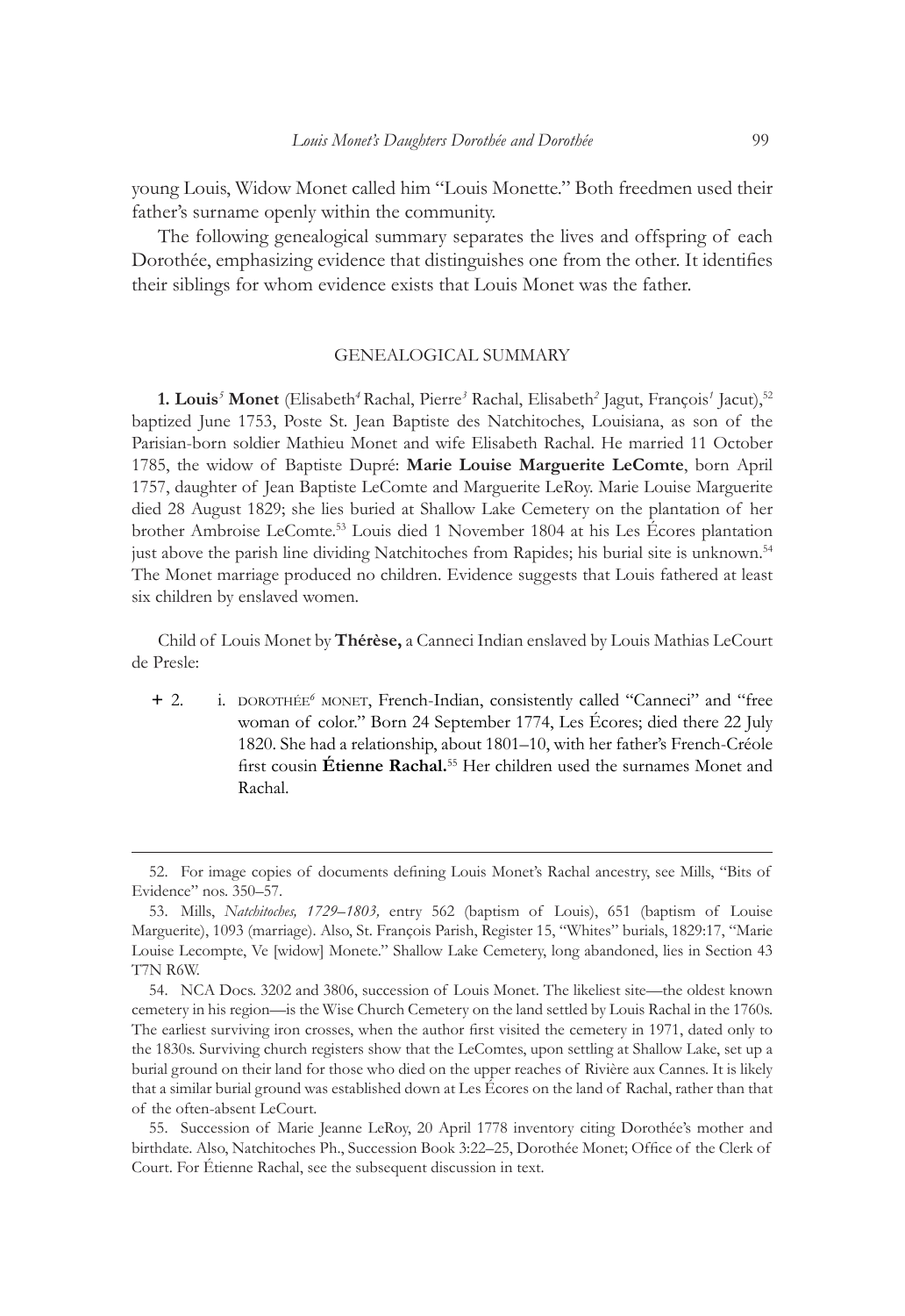young Louis, Widow Monet called him "Louis Monette." Both freedmen used their father's surname openly within the community.

The following genealogical summary separates the lives and offspring of each Dorothée, emphasizing evidence that distinguishes one from the other. It identifies their siblings for whom evidence exists that Louis Monet was the father.

## GENEALOGICAL SUMMARY

**1. Louis[5] Monet** (Elisabeth[4] Rachal, Pierre[3] Rachal, Elisabeth[2] Jagut, François[1] Jacut),[52] baptized June 1753, Poste St. Jean Baptiste des Natchitoches, Louisiana, as son of the Parisian-born soldier Mathieu Monet and wife Elisabeth Rachal. He married 11 October 1785, the widow of Baptiste Dupré: **Marie Louise Marguerite LeComte**, born April 1757, daughter of Jean Baptiste LeComte and Marguerite LeRoy. Marie Louise Marguerite died 28 August 1829; she lies buried at Shallow Lake Cemetery on the plantation of her brother Ambroise LeComte.[53] Louis died 1 November 1804 at his Les Écores plantation just above the parish line dividing Natchitoches from Rapides; his burial site is unknown.[54] The Monet marriage produced no children. Evidence suggests that Louis fathered at least six children by enslaved women.

Child of Louis Monet by **Thérèse,** a Canneci Indian enslaved by Louis Mathias LeCourt de Presle:

\+ 2. i. DOROTHÉE[6] MONET, French-Indian, consistently called "Canneci" and "free woman of color." Born 24 September 1774, Les Écores; died there 22 July 1820. She had a relationship, about 1801–10, with her father's French-Créole first cousin **Étienne Rachal.**[55] Her children used the surnames Monet and Rachal.

---

52. For image copies of documents defining Louis Monet's Rachal ancestry, see Mills, "Bits of Evidence" nos. 350–57.

53. Mills, *Natchitoches, 1729–1803,* entry 562 (baptism of Louis), 651 (baptism of Louise Marguerite), 1093 (marriage). Also, St. François Parish, Register 15, "Whites" burials, 1829:17, "Marie Louise Lecompte, Ve [widow] Monete." Shallow Lake Cemetery, long abandoned, lies in Section 43 T7N R6W.

54. NCA Docs. 3202 and 3806, succession of Louis Monet. The likeliest site—the oldest known cemetery in his region—is the Wise Church Cemetery on the land settled by Louis Rachal in the 1760s. The earliest surviving iron crosses, when the author first visited the cemetery in 1971, dated only to the 1830s. Surviving church registers show that the LeComtes, upon settling at Shallow Lake, set up a burial ground on their land for those who died on the upper reaches of Rivière aux Cannes. It is likely that a similar burial ground was established down at Les Écores on the land of Rachal, rather than that of the often-absent LeCourt.

55. Succession of Marie Jeanne LeRoy, 20 April 1778 inventory citing Dorothée's mother and birthdate. Also, Natchitoches Ph., Succession Book 3:22–25, Dorothée Monet; Office of the Clerk of Court. For Étienne Rachal, see the subsequent discussion in text.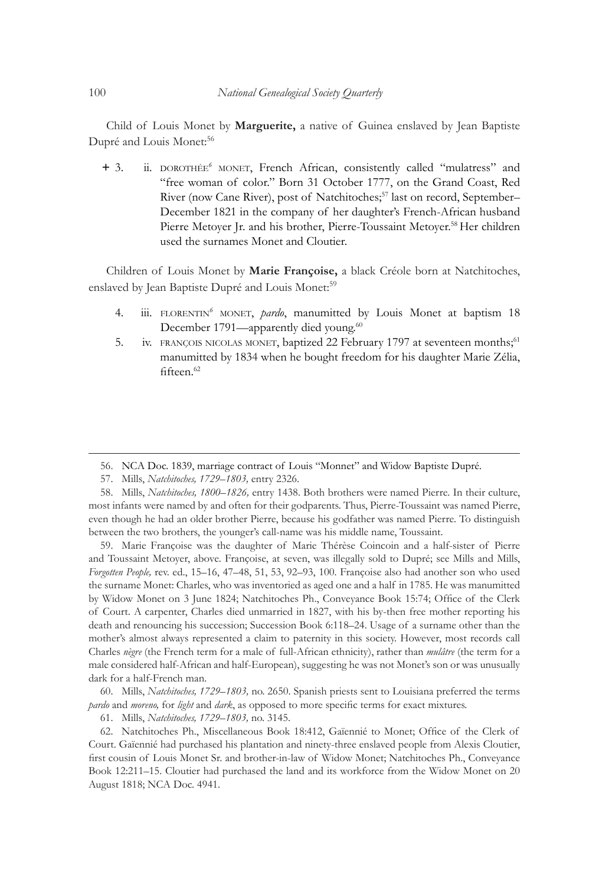Child of Louis Monet by **Marguerite,** a native of Guinea enslaved by Jean Baptiste Dupré and Louis Monet:[56]

+ 3. ii. DOROTHÉE[6] MONET, French African, consistently called "mulatress" and "free woman of color." Born 31 October 1777, on the Grand Coast, Red River (now Cane River), post of Natchitoches;[57] last on record, September–December 1821 in the company of her daughter's French-African husband Pierre Metoyer Jr. and his brother, Pierre-Toussaint Metoyer.[58] Her children used the surnames Monet and Cloutier.

Children of Louis Monet by **Marie Françoise,** a black Créole born at Natchitoches, enslaved by Jean Baptiste Dupré and Louis Monet:[59]

4. iii. FLORENTIN[6] MONET, *pardo*, manumitted by Louis Monet at baptism 18 December 1791—apparently died young.[60]

5. iv. FRANÇOIS NICOLAS MONET, baptized 22 February 1797 at seventeen months;[61] manumitted by 1834 when he bought freedom for his daughter Marie Zélia, fifteen.[62]

---

56. NCA Doc. 1839, marriage contract of Louis "Monnet" and Widow Baptiste Dupré.

57. Mills, *Natchitoches, 1729–1803,* entry 2326.

58. Mills, *Natchitoches, 1800–1826,* entry 1438. Both brothers were named Pierre. In their culture, most infants were named by and often for their godparents. Thus, Pierre-Toussaint was named Pierre, even though he had an older brother Pierre, because his godfather was named Pierre. To distinguish between the two brothers, the younger's call-name was his middle name, Toussaint.

59. Marie Françoise was the daughter of Marie Thérèse Coincoin and a half-sister of Pierre and Toussaint Metoyer, above. Françoise, at seven, was illegally sold to Dupré; see Mills and Mills, *Forgotten People,* rev. ed., 15–16, 47–48, 51, 53, 92–93, 100. Françoise also had another son who used the surname Monet: Charles, who was inventoried as aged one and a half in 1785. He was manumitted by Widow Monet on 3 June 1824; Natchitoches Ph., Conveyance Book 15:74; Office of the Clerk of Court. A carpenter, Charles died unmarried in 1827, with his by-then free mother reporting his death and renouncing his succession; Succession Book 6:118–24. Usage of a surname other than the mother's almost always represented a claim to paternity in this society. However, most records call Charles *nègre* (the French term for a male of full-African ethnicity), rather than *mulâtre* (the term for a male considered half-African and half-European), suggesting he was not Monet's son or was unusually dark for a half-French man.

60. Mills, *Natchitoches, 1729–1803,* no. 2650. Spanish priests sent to Louisiana preferred the terms *pardo* and *moreno,* for *light* and *dark*, as opposed to more specific terms for exact mixtures.

61. Mills, *Natchitoches, 1729–1803,* no. 3145.

62. Natchitoches Ph., Miscellaneous Book 18:412, Gaïennié to Monet; Office of the Clerk of Court. Gaïennié had purchased his plantation and ninety-three enslaved people from Alexis Cloutier, first cousin of Louis Monet Sr. and brother-in-law of Widow Monet; Natchitoches Ph., Conveyance Book 12:211–15. Cloutier had purchased the land and its workforce from the Widow Monet on 20 August 1818; NCA Doc. 4941.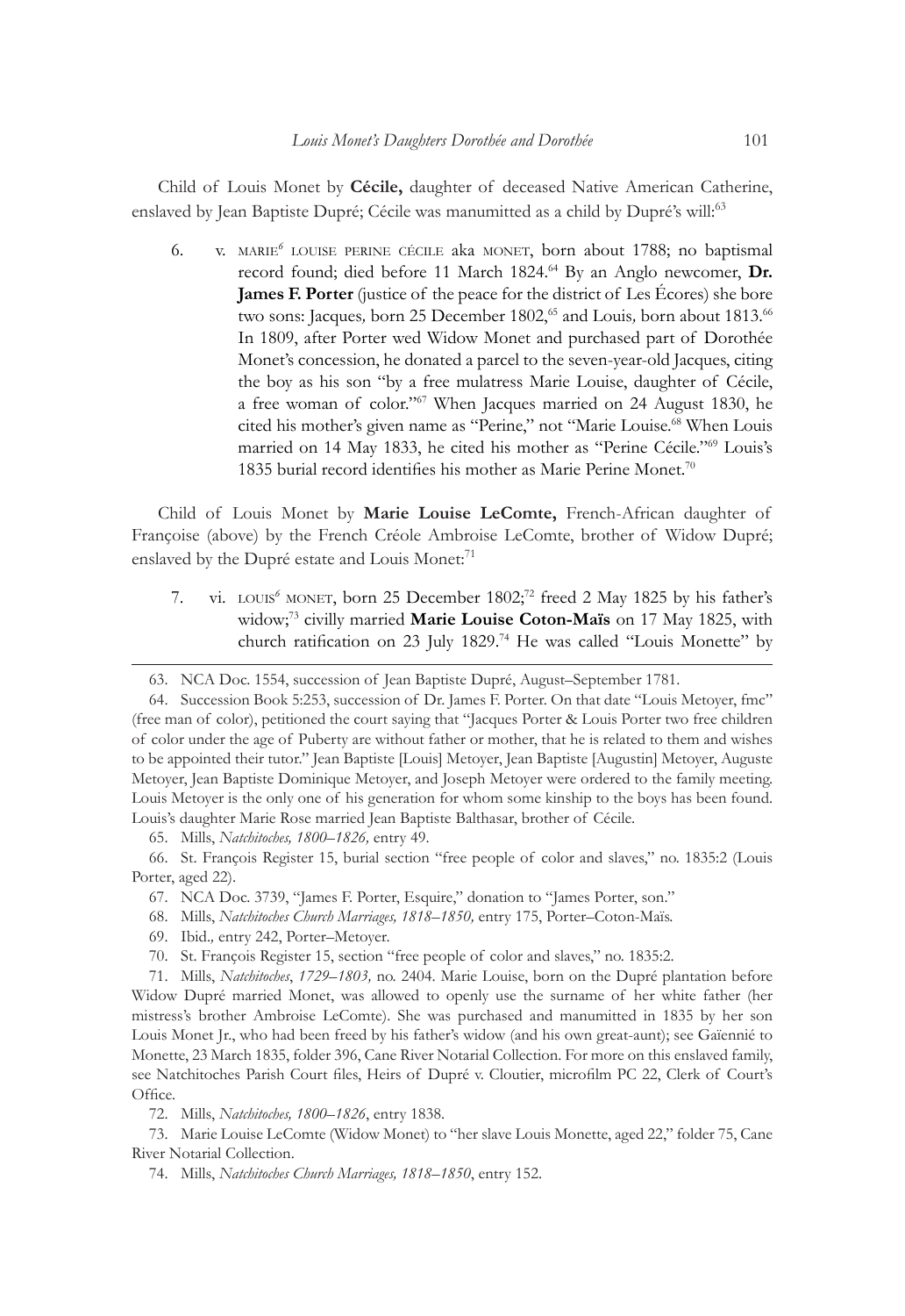Child of Louis Monet by **Cécile,** daughter of deceased Native American Catherine, enslaved by Jean Baptiste Dupré; Cécile was manumitted as a child by Dupré's will:[63]

6. v. MARIE[6] LOUISE PERINE CÉCILE aka MONET, born about 1788; no baptismal record found; died before 11 March 1824.[64] By an Anglo newcomer, **Dr. James F. Porter** (justice of the peace for the district of Les Écores) she bore two sons: Jacques, born 25 December 1802,[65] and Louis, born about 1813.[66] In 1809, after Porter wed Widow Monet and purchased part of Dorothée Monet's concession, he donated a parcel to the seven-year-old Jacques, citing the boy as his son "by a free mulatress Marie Louise, daughter of Cécile, a free woman of color."[67] When Jacques married on 24 August 1830, he cited his mother's given name as "Perine," not "Marie Louise."[68] When Louis married on 14 May 1833, he cited his mother as "Perine Cécile."[69] Louis's 1835 burial record identifies his mother as Marie Perine Monet.[70]

Child of Louis Monet by **Marie Louise LeComte,** French-African daughter of Françoise (above) by the French Créole Ambroise LeComte, brother of Widow Dupré; enslaved by the Dupré estate and Louis Monet:[71]

7. vi. LOUIS[6] MONET, born 25 December 1802;[72] freed 2 May 1825 by his father's widow;[73] civilly married **Marie Louise Coton-Maïs** on 17 May 1825, with church ratification on 23 July 1829.[74] He was called "Louis Monette" by

---

63. NCA Doc. 1554, succession of Jean Baptiste Dupré, August–September 1781.

64. Succession Book 5:253, succession of Dr. James F. Porter. On that date "Louis Metoyer, fmc" (free man of color), petitioned the court saying that "Jacques Porter & Louis Porter two free children of color under the age of Puberty are without father or mother, that he is related to them and wishes to be appointed their tutor." Jean Baptiste [Louis] Metoyer, Jean Baptiste [Augustin] Metoyer, Auguste Metoyer, Jean Baptiste Dominique Metoyer, and Joseph Metoyer were ordered to the family meeting. Louis Metoyer is the only one of his generation for whom some kinship to the boys has been found. Louis's daughter Marie Rose married Jean Baptiste Balthasar, brother of Cécile.

65. Mills, *Natchitoches, 1800–1826,* entry 49.

66. St. François Register 15, burial section "free people of color and slaves," no. 1835:2 (Louis Porter, aged 22).

67. NCA Doc. 3739, "James F. Porter, Esquire," donation to "James Porter, son."

68. Mills, *Natchitoches Church Marriages, 1818–1850,* entry 175, Porter–Coton-Maïs.

69. Ibid., entry 242, Porter–Metoyer.

70. St. François Register 15, section "free people of color and slaves," no. 1835:2.

71. Mills, *Natchitoches, 1729–1803,* no. 2404. Marie Louise, born on the Dupré plantation before Widow Dupré married Monet, was allowed to openly use the surname of her white father (her mistress's brother Ambroise LeComte). She was purchased and manumitted in 1835 by her son Louis Monet Jr., who had been freed by his father's widow (and his own great-aunt); see Gaïennié to Monette, 23 March 1835, folder 396, Cane River Notarial Collection. For more on this enslaved family, see Natchitoches Parish Court files, Heirs of Dupré v. Cloutier, microfilm PC 22, Clerk of Court's Office.

72. Mills, *Natchitoches, 1800–1826*, entry 1838.

73. Marie Louise LeComte (Widow Monet) to "her slave Louis Monette, aged 22," folder 75, Cane River Notarial Collection.

74. Mills, *Natchitoches Church Marriages, 1818–1850*, entry 152.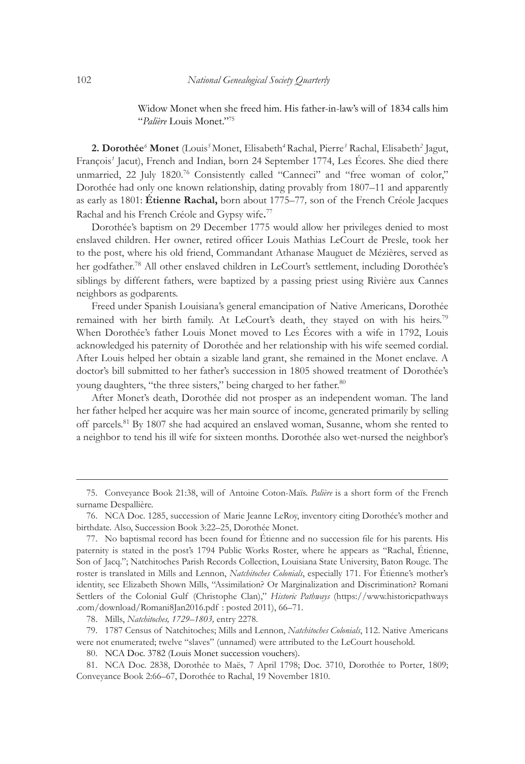Widow Monet when she freed him. His father-in-law's will of 1834 calls him "*Palière* Louis Monet."[75]

**2. Dorothée[6] Monet** (Louis[5] Monet, Elisabeth[4] Rachal, Pierre[3] Rachal, Elisabeth[2] Jagut, François[1] Jacut), French and Indian, born 24 September 1774, Les Écores. She died there unmarried, 22 July 1820.[76] Consistently called "Canneci" and "free woman of color," Dorothée had only one known relationship, dating provably from 1807–11 and apparently as early as 1801: **Étienne Rachal,** born about 1775–77, son of the French Créole Jacques Rachal and his French Créole and Gypsy wife**.**[77]

Dorothée's baptism on 29 December 1775 would allow her privileges denied to most enslaved children. Her owner, retired officer Louis Mathias LeCourt de Presle, took her to the post, where his old friend, Commandant Athanase Mauguet de Mézières, served as her godfather.[78] All other enslaved children in LeCourt's settlement, including Dorothée's siblings by different fathers, were baptized by a passing priest using Rivière aux Cannes neighbors as godparents.

Freed under Spanish Louisiana's general emancipation of Native Americans, Dorothée remained with her birth family. At LeCourt's death, they stayed on with his heirs.[79] When Dorothée's father Louis Monet moved to Les Écores with a wife in 1792, Louis acknowledged his paternity of Dorothée and her relationship with his wife seemed cordial. After Louis helped her obtain a sizable land grant, she remained in the Monet enclave. A doctor's bill submitted to her father's succession in 1805 showed treatment of Dorothée's young daughters, "the three sisters," being charged to her father.[80]

After Monet's death, Dorothée did not prosper as an independent woman. The land her father helped her acquire was her main source of income, generated primarily by selling off parcels.[81] By 1807 she had acquired an enslaved woman, Susanne, whom she rented to a neighbor to tend his ill wife for sixteen months. Dorothée also wet-nursed the neighbor's

---

75. Conveyance Book 21:38, will of Antoine Coton-Maïs. *Palière* is a short form of the French surname Despallière.

76. NCA Doc. 1285, succession of Marie Jeanne LeRoy, inventory citing Dorothée's mother and birthdate. Also, Succession Book 3:22–25, Dorothée Monet.

77. No baptismal record has been found for Étienne and no succession file for his parents. His paternity is stated in the post's 1794 Public Works Roster, where he appears as "Rachal, Étienne, Son of Jacq."; Natchitoches Parish Records Collection, Louisiana State University, Baton Rouge. The roster is translated in Mills and Lennon, *Natchitoches Colonials*, especially 171. For Étienne's mother's identity, see Elizabeth Shown Mills, "Assimilation? Or Marginalization and Discrimination? Romani Settlers of the Colonial Gulf (Christophe Clan)," *Historic Pathways* (https://www.historicpathways.com/download/Romani8Jan2016.pdf : posted 2011), 66–71.

78. Mills, *Natchitoches, 1729–1803,* entry 2278.

79. 1787 Census of Natchitoches; Mills and Lennon, *Natchitoches Colonials*, 112. Native Americans were not enumerated; twelve "slaves" (unnamed) were attributed to the LeCourt household.

80. NCA Doc. 3782 (Louis Monet succession vouchers).

81. NCA Doc. 2838, Dorothée to Maës, 7 April 1798; Doc. 3710, Dorothée to Porter, 1809; Conveyance Book 2:66–67, Dorothée to Rachal, 19 November 1810.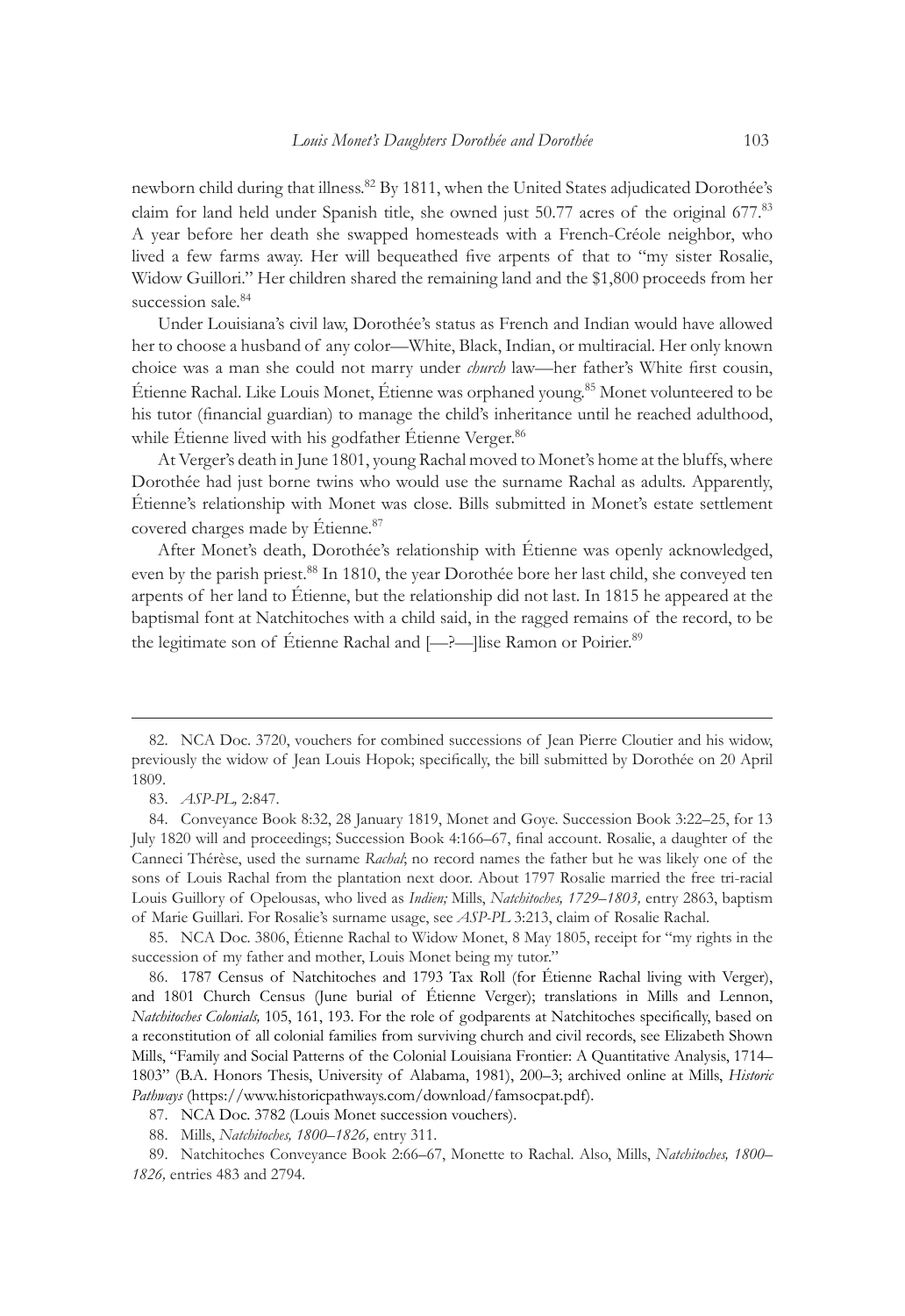newborn child during that illness.[82] By 1811, when the United States adjudicated Dorothée's claim for land held under Spanish title, she owned just 50.77 acres of the original 677.[83] A year before her death she swapped homesteads with a French-Créole neighbor, who lived a few farms away. Her will bequeathed five arpents of that to "my sister Rosalie, Widow Guillori." Her children shared the remaining land and the $1,800 proceeds from her succession sale.[84]

Under Louisiana's civil law, Dorothée's status as French and Indian would have allowed her to choose a husband of any color—White, Black, Indian, or multiracial. Her only known choice was a man she could not marry under *church* law—her father's White first cousin, Étienne Rachal. Like Louis Monet, Étienne was orphaned young.[85] Monet volunteered to be his tutor (financial guardian) to manage the child's inheritance until he reached adulthood, while Étienne lived with his godfather Étienne Verger.[86]

At Verger's death in June 1801, young Rachal moved to Monet's home at the bluffs, where Dorothée had just borne twins who would use the surname Rachal as adults. Apparently, Étienne's relationship with Monet was close. Bills submitted in Monet's estate settlement covered charges made by Étienne.[87]

After Monet's death, Dorothée's relationship with Étienne was openly acknowledged, even by the parish priest.[88] In 1810, the year Dorothée bore her last child, she conveyed ten arpents of her land to Étienne, but the relationship did not last. In 1815 he appeared at the baptismal font at Natchitoches with a child said, in the ragged remains of the record, to be the legitimate son of Étienne Rachal and [—?—]lise Ramon or Poirier.[89]

---

82. NCA Doc. 3720, vouchers for combined successions of Jean Pierre Cloutier and his widow, previously the widow of Jean Louis Hopok; specifically, the bill submitted by Dorothée on 20 April 1809.

83. *ASP-PL,* 2:847.

84. Conveyance Book 8:32, 28 January 1819, Monet and Goye. Succession Book 3:22–25, for 13 July 1820 will and proceedings; Succession Book 4:166–67, final account. Rosalie, a daughter of the Canneci Thérèse, used the surname *Rachal*; no record names the father but he was likely one of the sons of Louis Rachal from the plantation next door. About 1797 Rosalie married the free tri-racial Louis Guillory of Opelousas, who lived as *Indien;* Mills, *Natchitoches, 1729–1803,* entry 2863, baptism of Marie Guillari. For Rosalie's surname usage, see *ASP-PL* 3:213, claim of Rosalie Rachal.

85. NCA Doc. 3806, Étienne Rachal to Widow Monet, 8 May 1805, receipt for "my rights in the succession of my father and mother, Louis Monet being my tutor."

86. 1787 Census of Natchitoches and 1793 Tax Roll (for Étienne Rachal living with Verger), and 1801 Church Census (June burial of Étienne Verger); translations in Mills and Lennon, *Natchitoches Colonials,* 105, 161, 193. For the role of godparents at Natchitoches specifically, based on a reconstitution of all colonial families from surviving church and civil records, see Elizabeth Shown Mills, "Family and Social Patterns of the Colonial Louisiana Frontier: A Quantitative Analysis, 1714–1803" (B.A. Honors Thesis, University of Alabama, 1981), 200–3; archived online at Mills, *Historic Pathways* (https://www.historicpathways.com/download/famsocpat.pdf).

87. NCA Doc. 3782 (Louis Monet succession vouchers).

88. Mills, *Natchitoches, 1800–1826,* entry 311.

89. Natchitoches Conveyance Book 2:66–67, Monette to Rachal. Also, Mills, *Natchitoches, 1800–1826,* entries 483 and 2794.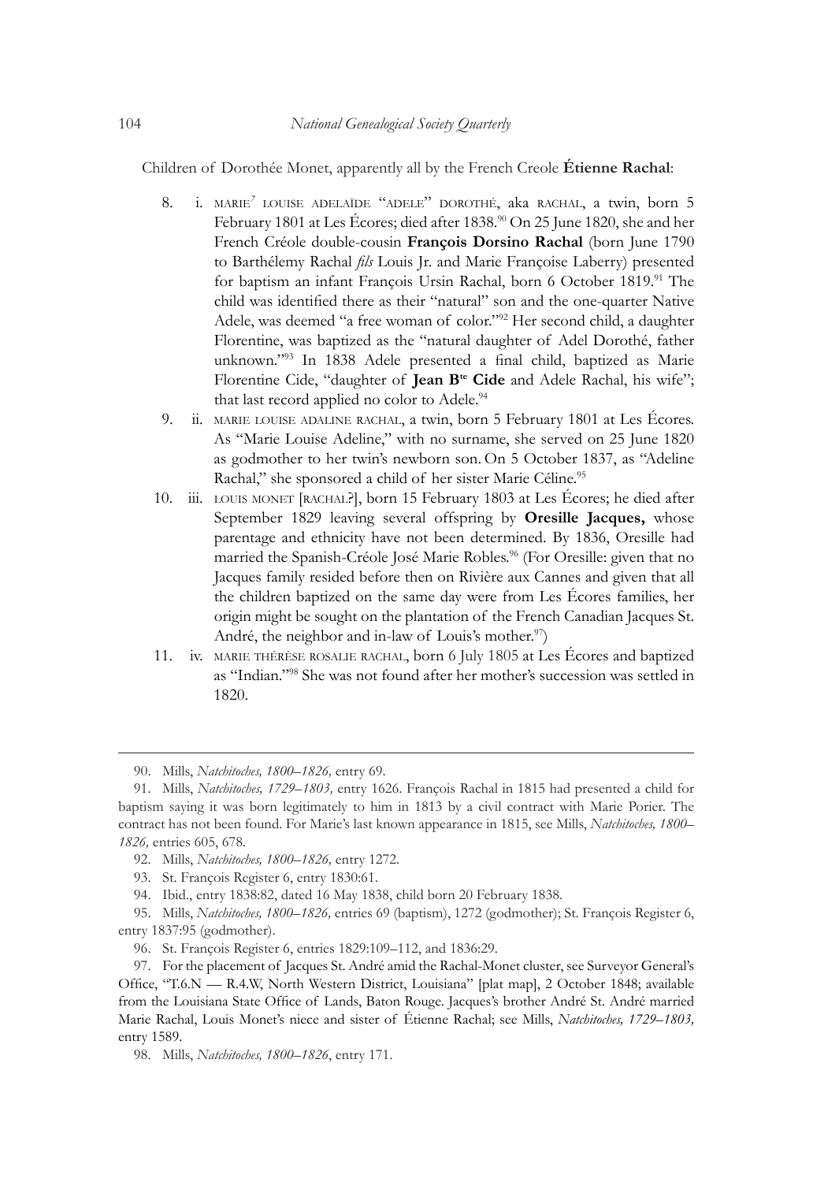Children of Dorothée Monet, apparently all by the French Creole **Étienne Rachal**:

8. i. MARIE[7] LOUISE ADELAÏDE "ADELE" DOROTHÉ, aka RACHAL, a twin, born 5 February 1801 at Les Écores; died after 1838.[90] On 25 June 1820, she and her French Créole double-cousin **François Dorsino Rachal** (born June 1790 to Barthélemy Rachal *fils* Louis Jr. and Marie Françoise Laberry) presented for baptism an infant François Ursin Rachal, born 6 October 1819.[91] The child was identified there as their "natural" son and the one-quarter Native Adele, was deemed "a free woman of color."[92] Her second child, a daughter Florentine, was baptized as the "natural daughter of Adel Dorothé, father unknown."[93] In 1838 Adele presented a final child, baptized as Marie Florentine Cide, "daughter of **Jean B[te] Cide** and Adele Rachal, his wife"; that last record applied no color to Adele.[94]

9. ii. MARIE LOUISE ADALINE RACHAL, a twin, born 5 February 1801 at Les Écores. As "Marie Louise Adeline," with no surname, she served on 25 June 1820 as godmother to her twin's newborn son. On 5 October 1837, as "Adeline Rachal," she sponsored a child of her sister Marie Céline.[95]

10. iii. LOUIS MONET [RACHAL?], born 15 February 1803 at Les Écores; he died after September 1829 leaving several offspring by **Oresille Jacques,** whose parentage and ethnicity have not been determined. By 1836, Oresille had married the Spanish-Créole José Marie Robles.[96] (For Oresille: given that no Jacques family resided before then on Rivière aux Cannes and given that all the children baptized on the same day were from Les Écores families, her origin might be sought on the plantation of the French Canadian Jacques St. André, the neighbor and in-law of Louis's mother.[97])

11. iv. MARIE THÉRÈSE ROSALIE RACHAL, born 6 July 1805 at Les Écores and baptized as "Indian."[98] She was not found after her mother's succession was settled in 1820.

---

90. Mills, *Natchitoches, 1800–1826,* entry 69.

91. Mills, *Natchitoches, 1729–1803,* entry 1626. François Rachal in 1815 had presented a child for baptism saying it was born legitimately to him in 1813 by a civil contract with Marie Porier. The contract has not been found. For Marie's last known appearance in 1815, see Mills, *Natchitoches, 1800–1826,* entries 605, 678.

92. Mills, *Natchitoches, 1800–1826,* entry 1272.

93. St. François Register 6, entry 1830:61.

94. Ibid., entry 1838:82, dated 16 May 1838, child born 20 February 1838.

95. Mills, *Natchitoches, 1800–1826,* entries 69 (baptism), 1272 (godmother); St. François Register 6, entry 1837:95 (godmother).

96. St. François Register 6, entries 1829:109–112, and 1836:29.

97. For the placement of Jacques St. André amid the Rachal-Monet cluster, see Surveyor General's Office, "T.6.N — R.4.W, North Western District, Louisiana" [plat map], 2 October 1848; available from the Louisiana State Office of Lands, Baton Rouge. Jacques's brother André St. André married Marie Rachal, Louis Monet's niece and sister of Étienne Rachal; see Mills, *Natchitoches, 1729–1803,* entry 1589.

98. Mills, *Natchitoches, 1800–1826*, entry 171.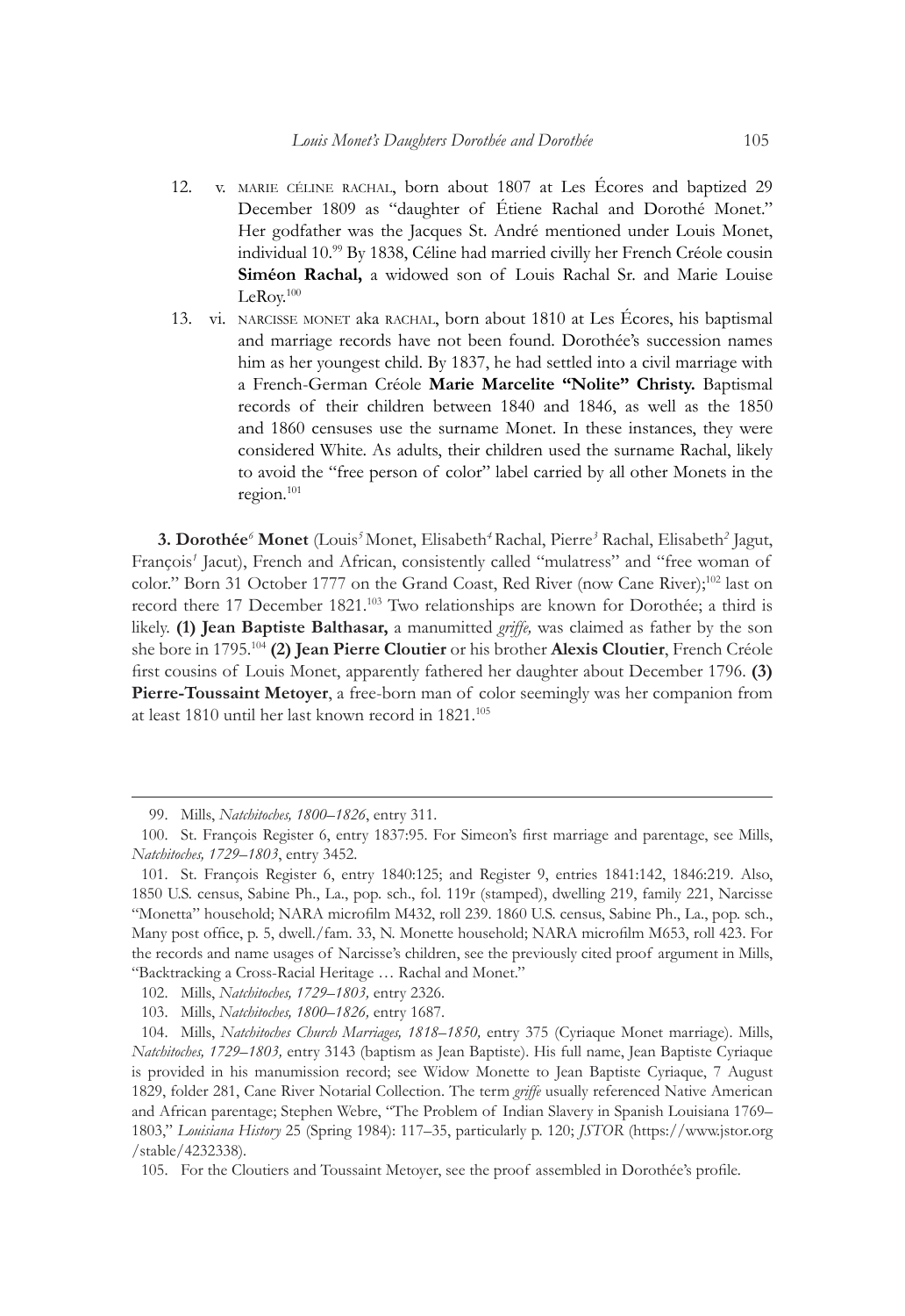12. v. MARIE CÉLINE RACHAL, born about 1807 at Les Écores and baptized 29 December 1809 as "daughter of Étiene Rachal and Dorothé Monet." Her godfather was the Jacques St. André mentioned under Louis Monet, individual 10.[99] By 1838, Céline had married civilly her French Créole cousin **Siméon Rachal,** a widowed son of Louis Rachal Sr. and Marie Louise LeRoy.[100]

13. vi. NARCISSE MONET aka RACHAL, born about 1810 at Les Écores, his baptismal and marriage records have not been found. Dorothée's succession names him as her youngest child. By 1837, he had settled into a civil marriage with a French-German Créole **Marie Marcelite "Nolite" Christy.** Baptismal records of their children between 1840 and 1846, as well as the 1850 and 1860 censuses use the surname Monet. In these instances, they were considered White. As adults, their children used the surname Rachal, likely to avoid the "free person of color" label carried by all other Monets in the region.[101]

**3. Dorothée$^{6}$ Monet** (Louis$^{5}$ Monet, Elisabeth$^{4}$ Rachal, Pierre$^{3}$ Rachal, Elisabeth$^{2}$ Jagut, François$^{1}$ Jacut), French and African, consistently called "mulatress" and "free woman of color." Born 31 October 1777 on the Grand Coast, Red River (now Cane River);[102] last on record there 17 December 1821.[103] Two relationships are known for Dorothée; a third is likely. **(1) Jean Baptiste Balthasar,** a manumitted *griffe,* was claimed as father by the son she bore in 1795.[104] **(2) Jean Pierre Cloutier** or his brother **Alexis Cloutier**, French Créole first cousins of Louis Monet, apparently fathered her daughter about December 1796. **(3) Pierre-Toussaint Metoyer**, a free-born man of color seemingly was her companion from at least 1810 until her last known record in 1821.[105]

---

99. Mills, *Natchitoches, 1800–1826*, entry 311.

100. St. François Register 6, entry 1837:95. For Simeon's first marriage and parentage, see Mills, *Natchitoches, 1729–1803*, entry 3452.

101. St. François Register 6, entry 1840:125; and Register 9, entries 1841:142, 1846:219. Also, 1850 U.S. census, Sabine Ph., La., pop. sch., fol. 119r (stamped), dwelling 219, family 221, Narcisse "Monetta" household; NARA microfilm M432, roll 239. 1860 U.S. census, Sabine Ph., La., pop. sch., Many post office, p. 5, dwell./fam. 33, N. Monette household; NARA microfilm M653, roll 423. For the records and name usages of Narcisse's children, see the previously cited proof argument in Mills, "Backtracking a Cross-Racial Heritage … Rachal and Monet."

102. Mills, *Natchitoches, 1729–1803,* entry 2326.

103. Mills, *Natchitoches, 1800–1826,* entry 1687.

104. Mills, *Natchitoches Church Marriages, 1818–1850,* entry 375 (Cyriaque Monet marriage). Mills, *Natchitoches, 1729–1803,* entry 3143 (baptism as Jean Baptiste). His full name, Jean Baptiste Cyriaque is provided in his manumission record; see Widow Monette to Jean Baptiste Cyriaque, 7 August 1829, folder 281, Cane River Notarial Collection. The term *griffe* usually referenced Native American and African parentage; Stephen Webre, "The Problem of Indian Slavery in Spanish Louisiana 1769–1803," *Louisiana History* 25 (Spring 1984): 117–35, particularly p. 120; *JSTOR* (https://www.jstor.org/stable/4232338).

105. For the Cloutiers and Toussaint Metoyer, see the proof assembled in Dorothée's profile.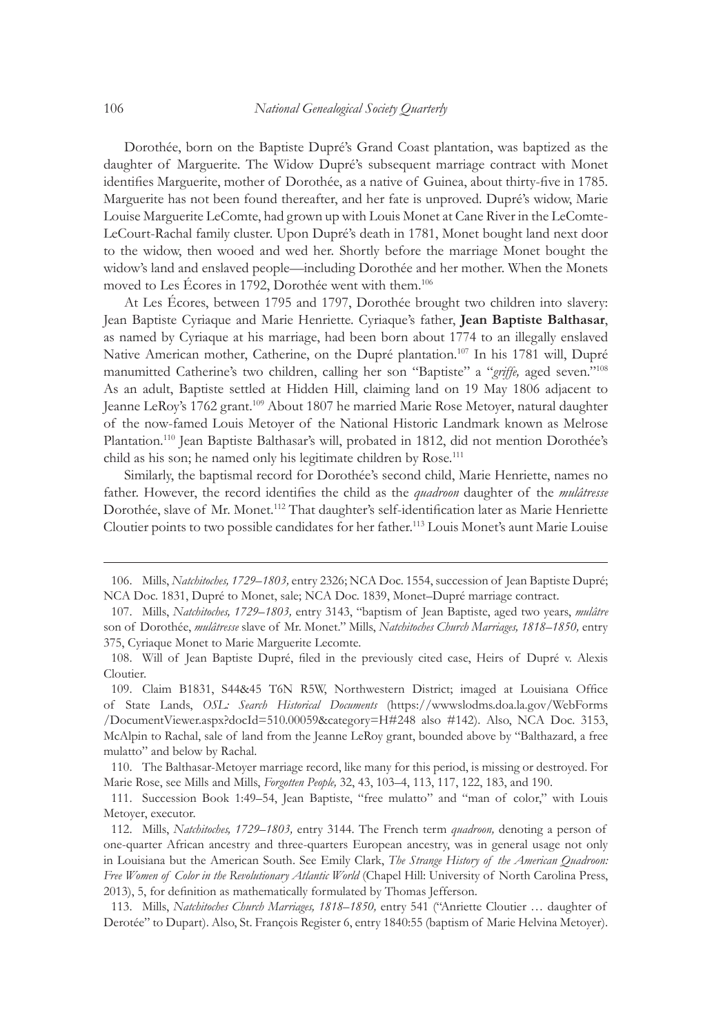Dorothée, born on the Baptiste Dupré's Grand Coast plantation, was baptized as the daughter of Marguerite. The Widow Dupré's subsequent marriage contract with Monet identifies Marguerite, mother of Dorothée, as a native of Guinea, about thirty-five in 1785. Marguerite has not been found thereafter, and her fate is unproved. Dupré's widow, Marie Louise Marguerite LeComte, had grown up with Louis Monet at Cane River in the LeComte-LeCourt-Rachal family cluster. Upon Dupré's death in 1781, Monet bought land next door to the widow, then wooed and wed her. Shortly before the marriage Monet bought the widow's land and enslaved people—including Dorothée and her mother. When the Monets moved to Les Écores in 1792, Dorothée went with them.[106]

At Les Écores, between 1795 and 1797, Dorothée brought two children into slavery: Jean Baptiste Cyriaque and Marie Henriette. Cyriaque's father, **Jean Baptiste Balthasar**, as named by Cyriaque at his marriage, had been born about 1774 to an illegally enslaved Native American mother, Catherine, on the Dupré plantation.[107] In his 1781 will, Dupré manumitted Catherine's two children, calling her son "Baptiste" a "*griffe,* aged seven."[108] As an adult, Baptiste settled at Hidden Hill, claiming land on 19 May 1806 adjacent to Jeanne LeRoy's 1762 grant.[109] About 1807 he married Marie Rose Metoyer, natural daughter of the now-famed Louis Metoyer of the National Historic Landmark known as Melrose Plantation.[110] Jean Baptiste Balthasar's will, probated in 1812, did not mention Dorothée's child as his son; he named only his legitimate children by Rose.[111]

Similarly, the baptismal record for Dorothée's second child, Marie Henriette, names no father. However, the record identifies the child as the *quadroon* daughter of the *mulâtresse* Dorothée, slave of Mr. Monet.[112] That daughter's self-identification later as Marie Henriette Cloutier points to two possible candidates for her father.[113] Louis Monet's aunt Marie Louise

---

106. Mills, *Natchitoches, 1729–1803,* entry 2326; NCA Doc. 1554, succession of Jean Baptiste Dupré; NCA Doc. 1831, Dupré to Monet, sale; NCA Doc. 1839, Monet–Dupré marriage contract.

107. Mills, *Natchitoches, 1729–1803,* entry 3143, "baptism of Jean Baptiste, aged two years, *mulâtre* son of Dorothée, *mulâtresse* slave of Mr. Monet." Mills, *Natchitoches Church Marriages, 1818–1850,* entry 375, Cyriaque Monet to Marie Marguerite Lecomte.

108. Will of Jean Baptiste Dupré, filed in the previously cited case, Heirs of Dupré v. Alexis Cloutier.

109. Claim B1831, S44&45 T6N R5W, Northwestern District; imaged at Louisiana Office of State Lands, *OSL: Search Historical Documents* (https://wwwslodms.doa.la.gov/WebForms/DocumentViewer.aspx?docId=510.00059&category=H#248 also #142). Also, NCA Doc. 3153, McAlpin to Rachal, sale of land from the Jeanne LeRoy grant, bounded above by "Balthazard, a free mulatto" and below by Rachal.

110. The Balthasar-Metoyer marriage record, like many for this period, is missing or destroyed. For Marie Rose, see Mills and Mills, *Forgotten People,* 32, 43, 103–4, 113, 117, 122, 183, and 190.

111. Succession Book 1:49–54, Jean Baptiste, "free mulatto" and "man of color," with Louis Metoyer, executor.

112. Mills, *Natchitoches, 1729–1803,* entry 3144. The French term *quadroon,* denoting a person of one-quarter African ancestry and three-quarters European ancestry, was in general usage not only in Louisiana but the American South. See Emily Clark, *The Strange History of the American Quadroon: Free Women of Color in the Revolutionary Atlantic World* (Chapel Hill: University of North Carolina Press, 2013), 5, for definition as mathematically formulated by Thomas Jefferson.

113. Mills, *Natchitoches Church Marriages, 1818–1850,* entry 541 ("Anriette Cloutier … daughter of Derotée" to Dupart). Also, St. François Register 6, entry 1840:55 (baptism of Marie Helvina Metoyer).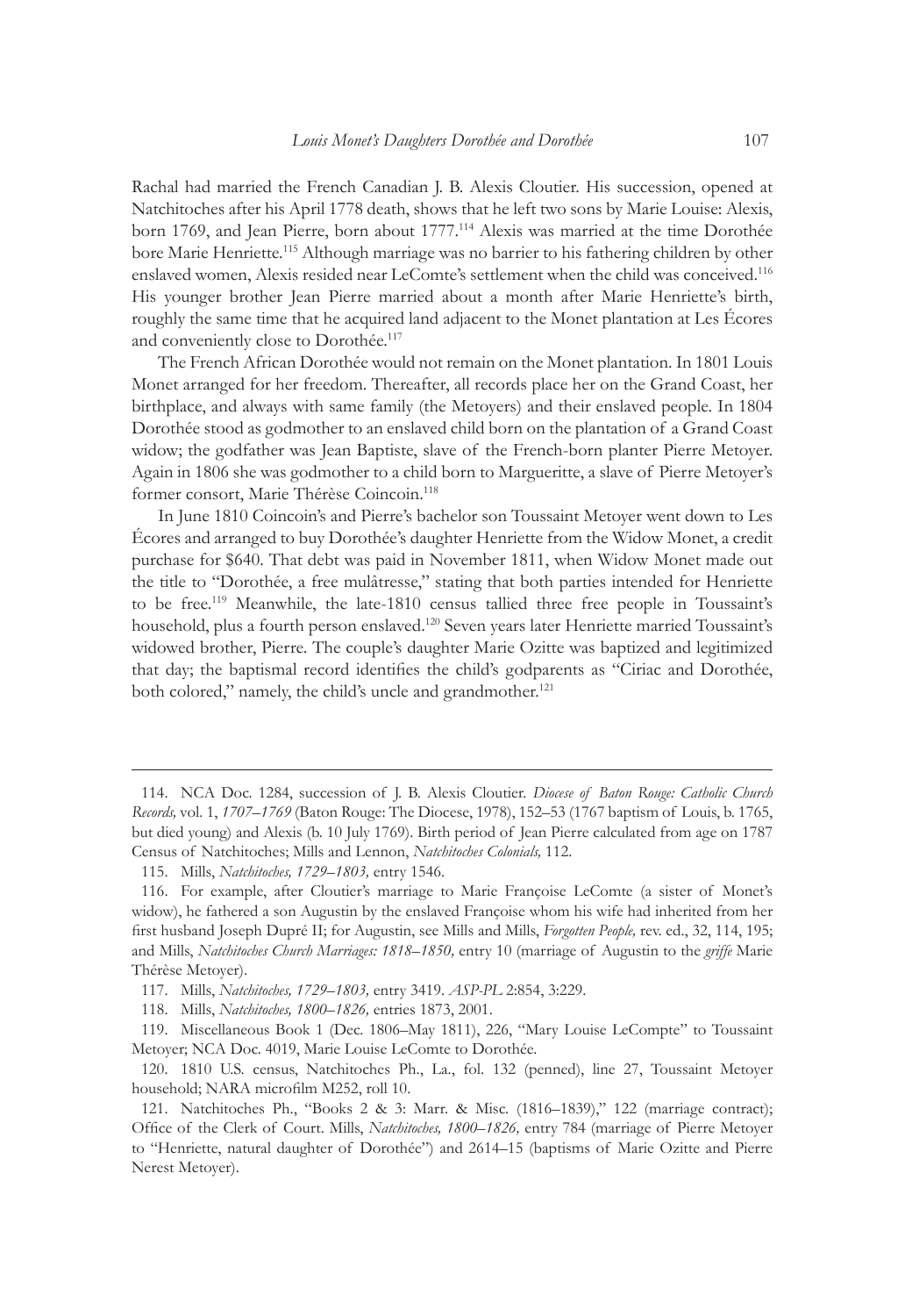Rachal had married the French Canadian J. B. Alexis Cloutier. His succession, opened at Natchitoches after his April 1778 death, shows that he left two sons by Marie Louise: Alexis, born 1769, and Jean Pierre, born about 1777.[114] Alexis was married at the time Dorothée bore Marie Henriette.[115] Although marriage was no barrier to his fathering children by other enslaved women, Alexis resided near LeComte's settlement when the child was conceived.[116] His younger brother Jean Pierre married about a month after Marie Henriette's birth, roughly the same time that he acquired land adjacent to the Monet plantation at Les Écores and conveniently close to Dorothée.[117]

The French African Dorothée would not remain on the Monet plantation. In 1801 Louis Monet arranged for her freedom. Thereafter, all records place her on the Grand Coast, her birthplace, and always with same family (the Metoyers) and their enslaved people. In 1804 Dorothée stood as godmother to an enslaved child born on the plantation of a Grand Coast widow; the godfather was Jean Baptiste, slave of the French-born planter Pierre Metoyer. Again in 1806 she was godmother to a child born to Margueritte, a slave of Pierre Metoyer's former consort, Marie Thérèse Coincoin.[118]

In June 1810 Coincoin's and Pierre's bachelor son Toussaint Metoyer went down to Les Écores and arranged to buy Dorothée's daughter Henriette from the Widow Monet, a credit purchase for $640. That debt was paid in November 1811, when Widow Monet made out the title to "Dorothée, a free mulâtresse," stating that both parties intended for Henriette to be free.[119] Meanwhile, the late-1810 census tallied three free people in Toussaint's household, plus a fourth person enslaved.[120] Seven years later Henriette married Toussaint's widowed brother, Pierre. The couple's daughter Marie Ozitte was baptized and legitimized that day; the baptismal record identifies the child's godparents as "Ciriac and Dorothée, both colored," namely, the child's uncle and grandmother.[121]

---

114. NCA Doc. 1284, succession of J. B. Alexis Cloutier. *Diocese of Baton Rouge: Catholic Church Records,* vol. 1, *1707–1769* (Baton Rouge: The Diocese, 1978), 152–53 (1767 baptism of Louis, b. 1765, but died young) and Alexis (b. 10 July 1769). Birth period of Jean Pierre calculated from age on 1787 Census of Natchitoches; Mills and Lennon, *Natchitoches Colonials,* 112.

115. Mills, *Natchitoches, 1729–1803,* entry 1546.

116. For example, after Cloutier's marriage to Marie Françoise LeComte (a sister of Monet's widow), he fathered a son Augustin by the enslaved Françoise whom his wife had inherited from her first husband Joseph Dupré II; for Augustin, see Mills and Mills, *Forgotten People,* rev. ed., 32, 114, 195; and Mills, *Natchitoches Church Marriages: 1818–1850,* entry 10 (marriage of Augustin to the *griffe* Marie Thérèse Metoyer).

117. Mills, *Natchitoches, 1729–1803,* entry 3419. *ASP-PL* 2:854, 3:229.

118. Mills, *Natchitoches, 1800–1826,* entries 1873, 2001.

119. Miscellaneous Book 1 (Dec. 1806–May 1811), 226, "Mary Louise LeCompte" to Toussaint Metoyer; NCA Doc. 4019, Marie Louise LeComte to Dorothée.

120. 1810 U.S. census, Natchitoches Ph., La., fol. 132 (penned), line 27, Toussaint Metoyer household; NARA microfilm M252, roll 10.

121. Natchitoches Ph., "Books 2 & 3: Marr. & Misc. (1816–1839)," 122 (marriage contract); Office of the Clerk of Court. Mills, *Natchitoches, 1800–1826,* entry 784 (marriage of Pierre Metoyer to "Henriette, natural daughter of Dorothée") and 2614–15 (baptisms of Marie Ozitte and Pierre Nerest Metoyer).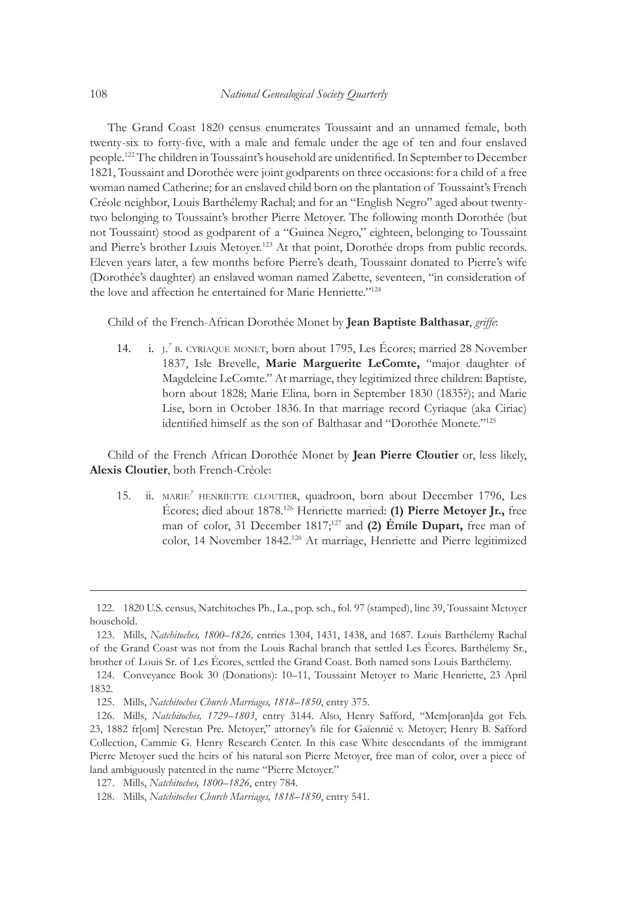The Grand Coast 1820 census enumerates Toussaint and an unnamed female, both twenty-six to forty-five, with a male and female under the age of ten and four enslaved people.[122] The children in Toussaint's household are unidentified. In September to December 1821, Toussaint and Dorothée were joint godparents on three occasions: for a child of a free woman named Catherine; for an enslaved child born on the plantation of Toussaint's French Créole neighbor, Louis Barthélemy Rachal; and for an "English Negro" aged about twenty-two belonging to Toussaint's brother Pierre Metoyer. The following month Dorothée (but not Toussaint) stood as godparent of a "Guinea Negro," eighteen, belonging to Toussaint and Pierre's brother Louis Metoyer.[123] At that point, Dorothée drops from public records. Eleven years later, a few months before Pierre's death, Toussaint donated to Pierre's wife (Dorothée's daughter) an enslaved woman named Zabette, seventeen, "in consideration of the love and affection he entertained for Marie Henriette."[124]

Child of the French-African Dorothée Monet by **Jean Baptiste Balthasar**, *griffe*:

14. i. J.[7] B. CYRIAQUE MONET, born about 1795, Les Écores; married 28 November 1837, Isle Brevelle, **Marie Marguerite LeComte,** "major daughter of Magdeleine LeComte." At marriage, they legitimized three children: Baptiste*,* born about 1828; Marie Elina*,* born in September 1830 (1835?); and Marie Lise, born in October 1836. In that marriage record Cyriaque (aka Ciriac) identified himself as the son of Balthasar and "Dorothée Monete."[125]

Child of the French African Dorothée Monet by **Jean Pierre Cloutier** or, less likely, **Alexis Cloutier**, both French-Créole:

15. ii. MARIE[7] HENRIETTE CLOUTIER, quadroon, born about December 1796, Les Écores; died about 1878.[126] Henriette married: **(1) Pierre Metoyer Jr.,** free man of color, 31 December 1817;[127] and **(2) Émile Dupart,** free man of color, 14 November 1842.[128] At marriage, Henriette and Pierre legitimized

---

122. 1820 U.S. census, Natchitoches Ph., La., pop. sch., fol. 97 (stamped), line 39, Toussaint Metoyer household.

123. Mills, *Natchitoches, 1800–1826,* entries 1304, 1431, 1438, and 1687. Louis Barthélemy Rachal of the Grand Coast was not from the Louis Rachal branch that settled Les Écores. Barthélemy Sr., brother of Louis Sr. of Les Écores, settled the Grand Coast. Both named sons Louis Barthélemy.

124. Conveyance Book 30 (Donations): 10–11, Toussaint Metoyer to Marie Henriette, 23 April 1832.

125. Mills, *Natchitoches Church Marriages, 1818–1850*, entry 375.

126. Mills, *Natchitoches, 1729–1803*, entry 3144. Also, Henry Safford, "Mem[oran]da got Feb. 23, 1882 fr[om] Nerestan Pre. Metoyer," attorney's file for Gaïennié v. Metoyer; Henry B. Safford Collection, Cammie G. Henry Research Center. In this case White descendants of the immigrant Pierre Metoyer sued the heirs of his natural son Pierre Metoyer, free man of color, over a piece of land ambiguously patented in the name "Pierre Metoyer."

127. Mills, *Natchitoches, 1800–1826*, entry 784.

128. Mills, *Natchitoches Church Marriages, 1818–1850*, entry 541.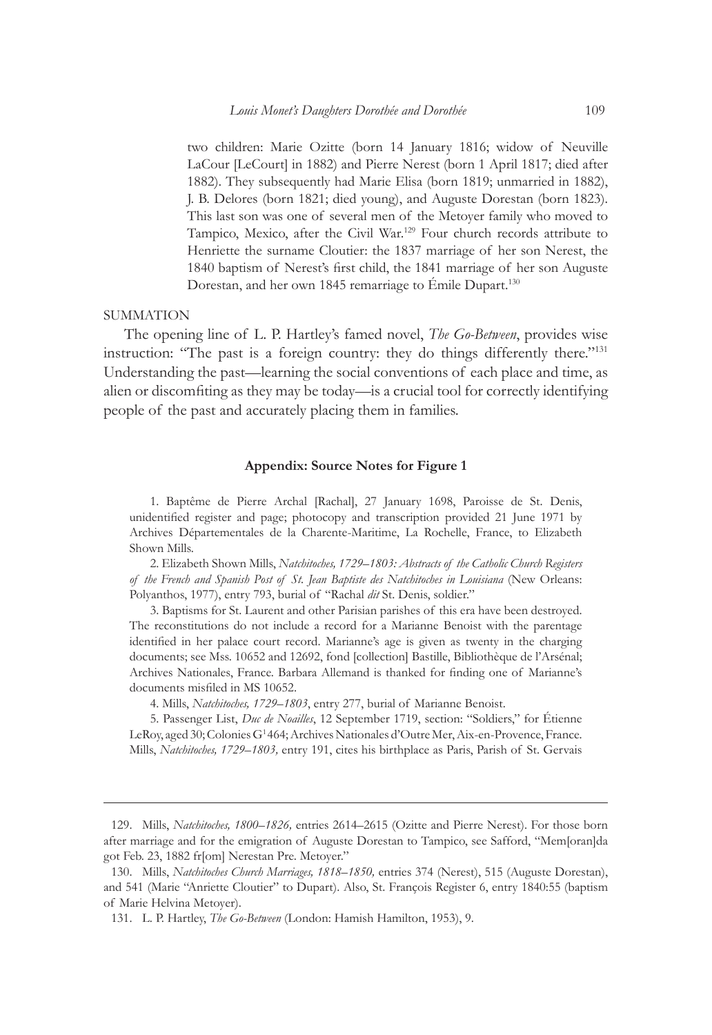two children: Marie Ozitte (born 14 January 1816; widow of Neuville LaCour [LeCourt] in 1882) and Pierre Nerest (born 1 April 1817; died after 1882). They subsequently had Marie Elisa (born 1819; unmarried in 1882), J. B. Delores (born 1821; died young), and Auguste Dorestan (born 1823). This last son was one of several men of the Metoyer family who moved to Tampico, Mexico, after the Civil War.[129] Four church records attribute to Henriette the surname Cloutier: the 1837 marriage of her son Nerest, the 1840 baptism of Nerest's first child, the 1841 marriage of her son Auguste Dorestan, and her own 1845 remarriage to Émile Dupart.[130]

## SUMMATION

The opening line of L. P. Hartley's famed novel, *The Go-Between*, provides wise instruction: "The past is a foreign country: they do things differently there."[131] Understanding the past—learning the social conventions of each place and time, as alien or discomfiting as they may be today—is a crucial tool for correctly identifying people of the past and accurately placing them in families.

### Appendix: Source Notes for Figure 1

1. Baptême de Pierre Archal [Rachal], 27 January 1698, Paroisse de St. Denis, unidentified register and page; photocopy and transcription provided 21 June 1971 by Archives Départementales de la Charente-Maritime, La Rochelle, France, to Elizabeth Shown Mills.

2. Elizabeth Shown Mills, *Natchitoches, 1729–1803: Abstracts of the Catholic Church Registers of the French and Spanish Post of St. Jean Baptiste des Natchitoches in Louisiana* (New Orleans: Polyanthos, 1977), entry 793, burial of "Rachal *dit* St. Denis, soldier."

3. Baptisms for St. Laurent and other Parisian parishes of this era have been destroyed. The reconstitutions do not include a record for a Marianne Benoist with the parentage identified in her palace court record. Marianne's age is given as twenty in the charging documents; see Mss. 10652 and 12692, fond [collection] Bastille, Bibliothèque de l'Arsénal; Archives Nationales, France. Barbara Allemand is thanked for finding one of Marianne's documents misfiled in MS 10652.

4. Mills, *Natchitoches, 1729–1803*, entry 277, burial of Marianne Benoist.

5. Passenger List, *Duc de Noailles*, 12 September 1719, section: "Soldiers," for Étienne LeRoy, aged 30; Colonies $G^1$ 464; Archives Nationales d'Outre Mer, Aix-en-Provence, France. Mills, *Natchitoches, 1729–1803,* entry 191, cites his birthplace as Paris, Parish of St. Gervais

---

129. Mills, *Natchitoches, 1800–1826,* entries 2614–2615 (Ozitte and Pierre Nerest). For those born after marriage and for the emigration of Auguste Dorestan to Tampico, see Safford, "Mem[oran]da got Feb. 23, 1882 fr[om] Nerestan Pre. Metoyer."

130. Mills, *Natchitoches Church Marriages, 1818–1850,* entries 374 (Nerest), 515 (Auguste Dorestan), and 541 (Marie "Anriette Cloutier" to Dupart). Also, St. François Register 6, entry 1840:55 (baptism of Marie Helvina Metoyer).

131. L. P. Hartley, *The Go-Between* (London: Hamish Hamilton, 1953), 9.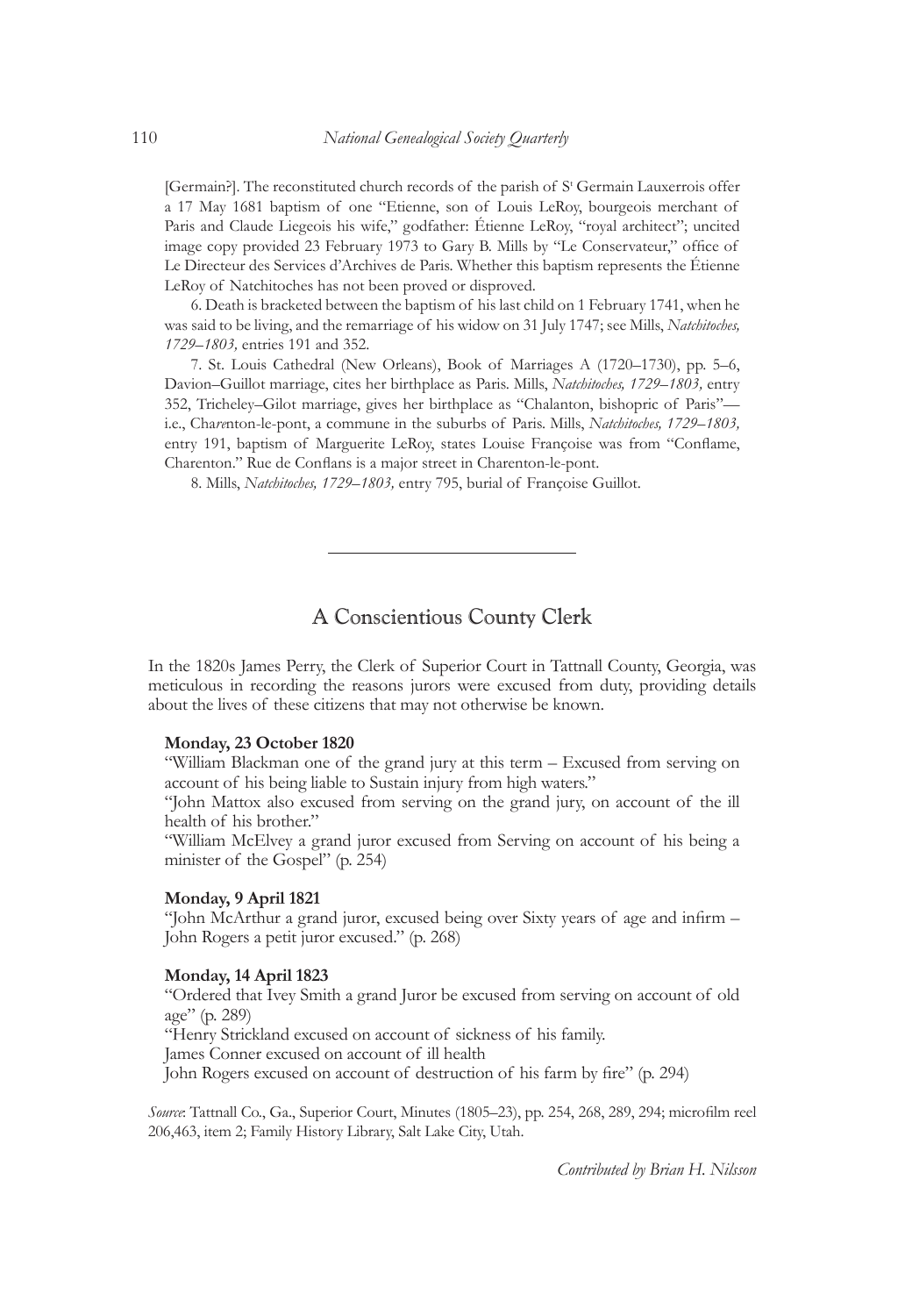[Germain?]. The reconstituted church records of the parish of S[t] Germain Lauxerrois offer a 17 May 1681 baptism of one "Etienne, son of Louis LeRoy, bourgeois merchant of Paris and Claude Liegeois his wife," godfather: Étienne LeRoy, "royal architect"; uncited image copy provided 23 February 1973 to Gary B. Mills by "Le Conservateur," office of Le Directeur des Services d'Archives de Paris. Whether this baptism represents the Étienne LeRoy of Natchitoches has not been proved or disproved.

6. Death is bracketed between the baptism of his last child on 1 February 1741, when he was said to be living, and the remarriage of his widow on 31 July 1747; see Mills, *Natchitoches, 1729–1803,* entries 191 and 352.

7. St. Louis Cathedral (New Orleans), Book of Marriages A (1720–1730), pp. 5–6, Davion–Guillot marriage, cites her birthplace as Paris. Mills, *Natchitoches, 1729–1803,* entry 352, Tricheley–Gilot marriage, gives her birthplace as "Chalanton, bishopric of Paris"—i.e., Cha*re*nton-le-pont, a commune in the suburbs of Paris. Mills, *Natchitoches, 1729–1803,* entry 191, baptism of Marguerite LeRoy, states Louise Françoise was from "Conflame, Charenton." Rue de Conflans is a major street in Charenton-le-pont.

8. Mills, *Natchitoches, 1729–1803,* entry 795, burial of Françoise Guillot.

## A Conscientious County Clerk

In the 1820s James Perry, the Clerk of Superior Court in Tattnall County, Georgia, was meticulous in recording the reasons jurors were excused from duty, providing details about the lives of these citizens that may not otherwise be known.

**Monday, 23 October 1820**

"William Blackman one of the grand jury at this term – Excused from serving on account of his being liable to Sustain injury from high waters."

"John Mattox also excused from serving on the grand jury, on account of the ill health of his brother."

"William McElvey a grand juror excused from Serving on account of his being a minister of the Gospel" (p. 254)

**Monday, 9 April 1821**

"John McArthur a grand juror, excused being over Sixty years of age and infirm – John Rogers a petit juror excused." (p. 268)

**Monday, 14 April 1823**

"Ordered that Ivey Smith a grand Juror be excused from serving on account of old age" (p. 289)

"Henry Strickland excused on account of sickness of his family.
James Conner excused on account of ill health
John Rogers excused on account of destruction of his farm by fire" (p. 294)

*Source*: Tattnall Co., Ga., Superior Court, Minutes (1805–23), pp. 254, 268, 289, 294; microfilm reel 206,463, item 2; Family History Library, Salt Lake City, Utah.

*Contributed by Brian H. Nilsson*